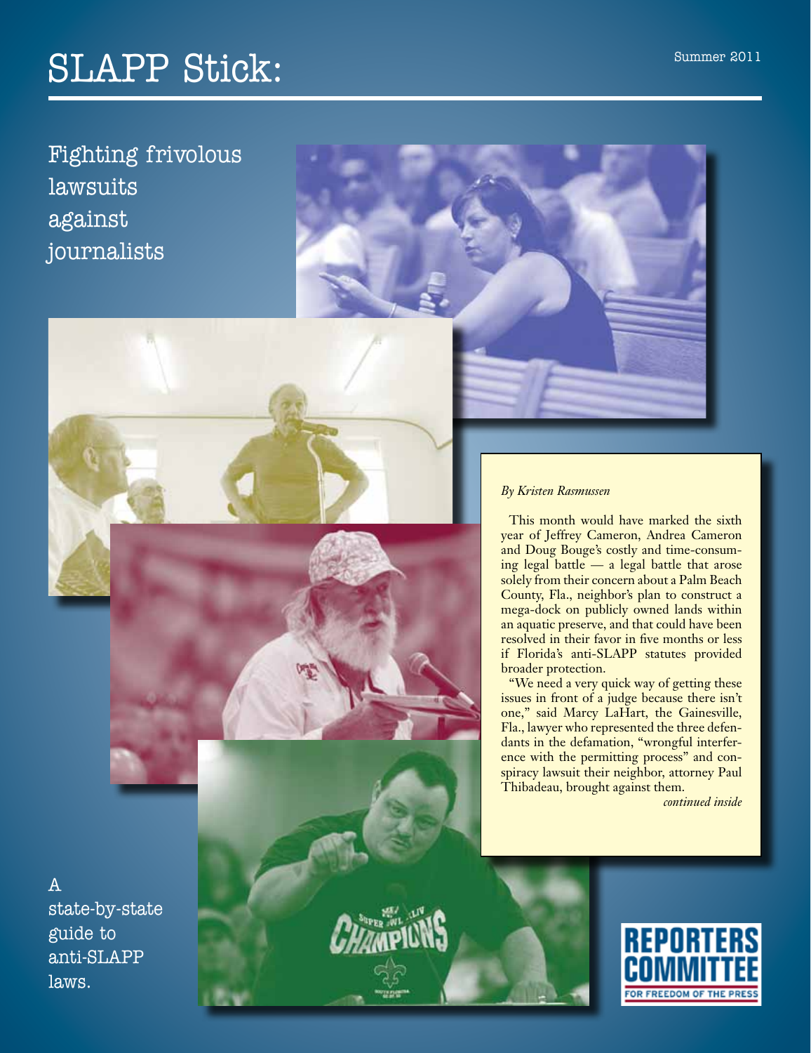# SLAPP Stick:

Summer 2011

## Fighting frivolous lawsuits against journalists

*By Kristen Rasmussen*

This month would have marked the sixth year of Jeffrey Cameron, Andrea Cameron and Doug Bouge's costly and time-consuming legal battle — a legal battle that arose solely from their concern about a Palm Beach County, Fla., neighbor's plan to construct a mega-dock on publicly owned lands within an aquatic preserve, and that could have been resolved in their favor in five months or less if Florida's anti-SLAPP statutes provided broader protection.

"We need a very quick way of getting these issues in front of a judge because there isn't one," said Marcy LaHart, the Gainesville, Fla., lawyer who represented the three defendants in the defamation, "wrongful interference with the permitting process" and conspiracy lawsuit their neighbor, attorney Paul Thibadeau, brought against them.

*continued inside*

A state-by-state guide to anti-SLAPP laws.

REPORTERS COMMITTEE FOR FREEDOM OF THE PRESS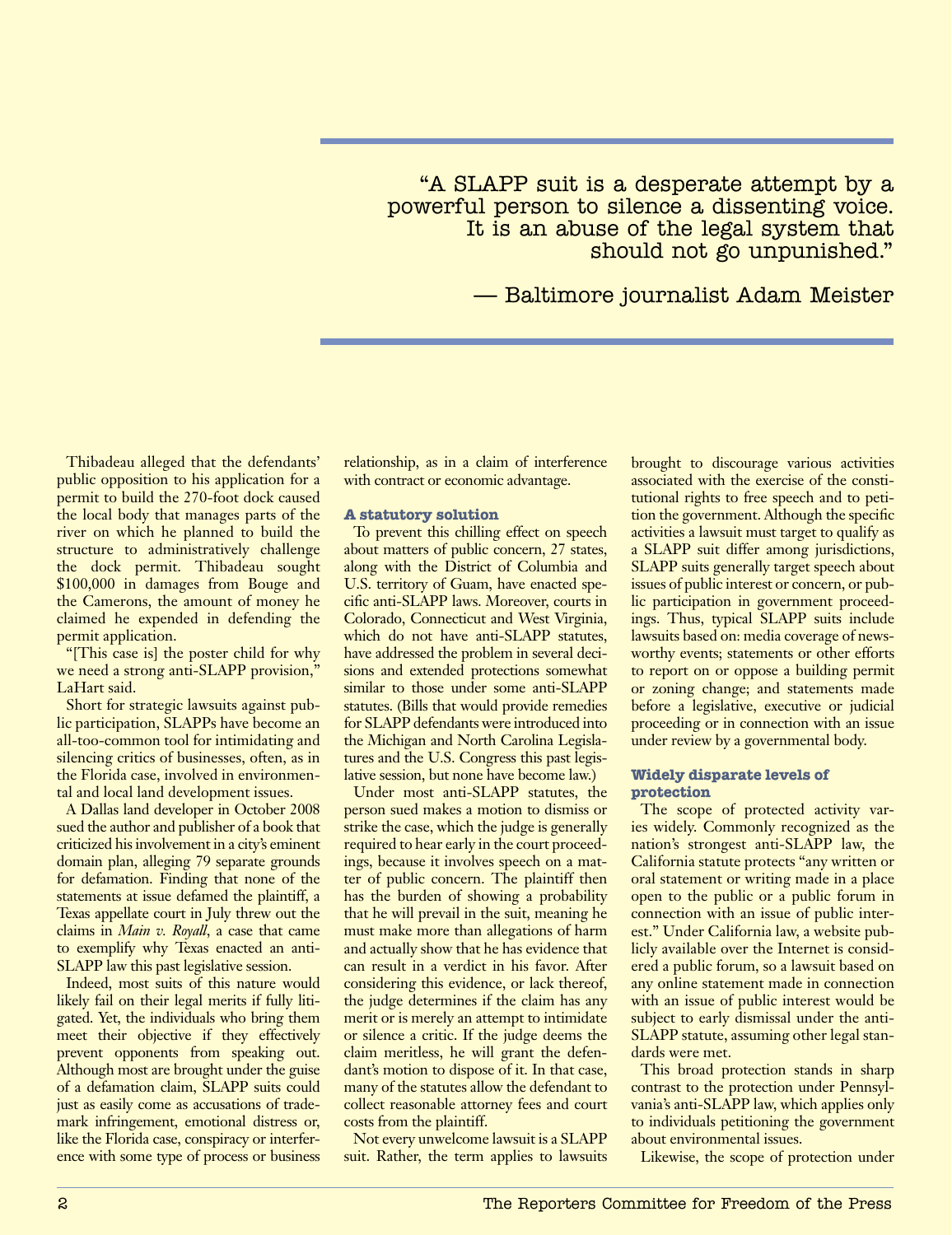> "A SLAPP suit is a desperate attempt by a powerful person to silence a dissenting voice. It is an abuse of the legal system that should not go unpunished."
>
> — Baltimore journalist Adam Meister

Thibadeau alleged that the defendants' public opposition to his application for a permit to build the 270-foot dock caused the local body that manages parts of the river on which he planned to build the structure to administratively challenge the dock permit. Thibadeau sought $100,000 in damages from Bouge and the Camerons, the amount of money he claimed he expended in defending the permit application.

"[This case is] the poster child for why we need a strong anti-SLAPP provision," LaHart said.

Short for strategic lawsuits against public participation, SLAPPs have become an all-too-common tool for intimidating and silencing critics of businesses, often, as in the Florida case, involved in environmental and local land development issues.

A Dallas land developer in October 2008 sued the author and publisher of a book that criticized his involvement in a city's eminent domain plan, alleging 79 separate grounds for defamation. Finding that none of the statements at issue defamed the plaintiff, a Texas appellate court in July threw out the claims in *Main v. Royall*, a case that came to exemplify why Texas enacted an anti-SLAPP law this past legislative session.

Indeed, most suits of this nature would likely fail on their legal merits if fully litigated. Yet, the individuals who bring them meet their objective if they effectively prevent opponents from speaking out. Although most are brought under the guise of a defamation claim, SLAPP suits could just as easily come as accusations of trademark infringement, emotional distress or, like the Florida case, conspiracy or interference with some type of process or business relationship, as in a claim of interference with contract or economic advantage.

### A statutory solution

To prevent this chilling effect on speech about matters of public concern, 27 states, along with the District of Columbia and U.S. territory of Guam, have enacted specific anti-SLAPP laws. Moreover, courts in Colorado, Connecticut and West Virginia, which do not have anti-SLAPP statutes, have addressed the problem in several decisions and extended protections somewhat similar to those under some anti-SLAPP statutes. (Bills that would provide remedies for SLAPP defendants were introduced into the Michigan and North Carolina Legislatures and the U.S. Congress this past legislative session, but none have become law.)

Under most anti-SLAPP statutes, the person sued makes a motion to dismiss or strike the case, which the judge is generally required to hear early in the court proceedings, because it involves speech on a matter of public concern. The plaintiff then has the burden of showing a probability that he will prevail in the suit, meaning he must make more than allegations of harm and actually show that he has evidence that can result in a verdict in his favor. After considering this evidence, or lack thereof, the judge determines if the claim has any merit or is merely an attempt to intimidate or silence a critic. If the judge deems the claim meritless, he will grant the defendant's motion to dispose of it. In that case, many of the statutes allow the defendant to collect reasonable attorney fees and court costs from the plaintiff.

Not every unwelcome lawsuit is a SLAPP suit. Rather, the term applies to lawsuits brought to discourage various activities associated with the exercise of the constitutional rights to free speech and to petition the government. Although the specific activities a lawsuit must target to qualify as a SLAPP suit differ among jurisdictions, SLAPP suits generally target speech about issues of public interest or concern, or public participation in government proceedings. Thus, typical SLAPP suits include lawsuits based on: media coverage of newsworthy events; statements or other efforts to report on or oppose a building permit or zoning change; and statements made before a legislative, executive or judicial proceeding or in connection with an issue under review by a governmental body.

### Widely disparate levels of protection

The scope of protected activity varies widely. Commonly recognized as the nation's strongest anti-SLAPP law, the California statute protects "any written or oral statement or writing made in a place open to the public or a public forum in connection with an issue of public interest." Under California law, a website publicly available over the Internet is considered a public forum, so a lawsuit based on any online statement made in connection with an issue of public interest would be subject to early dismissal under the anti-SLAPP statute, assuming other legal standards were met.

This broad protection stands in sharp contrast to the protection under Pennsylvania's anti-SLAPP law, which applies only to individuals petitioning the government about environmental issues.

Likewise, the scope of protection under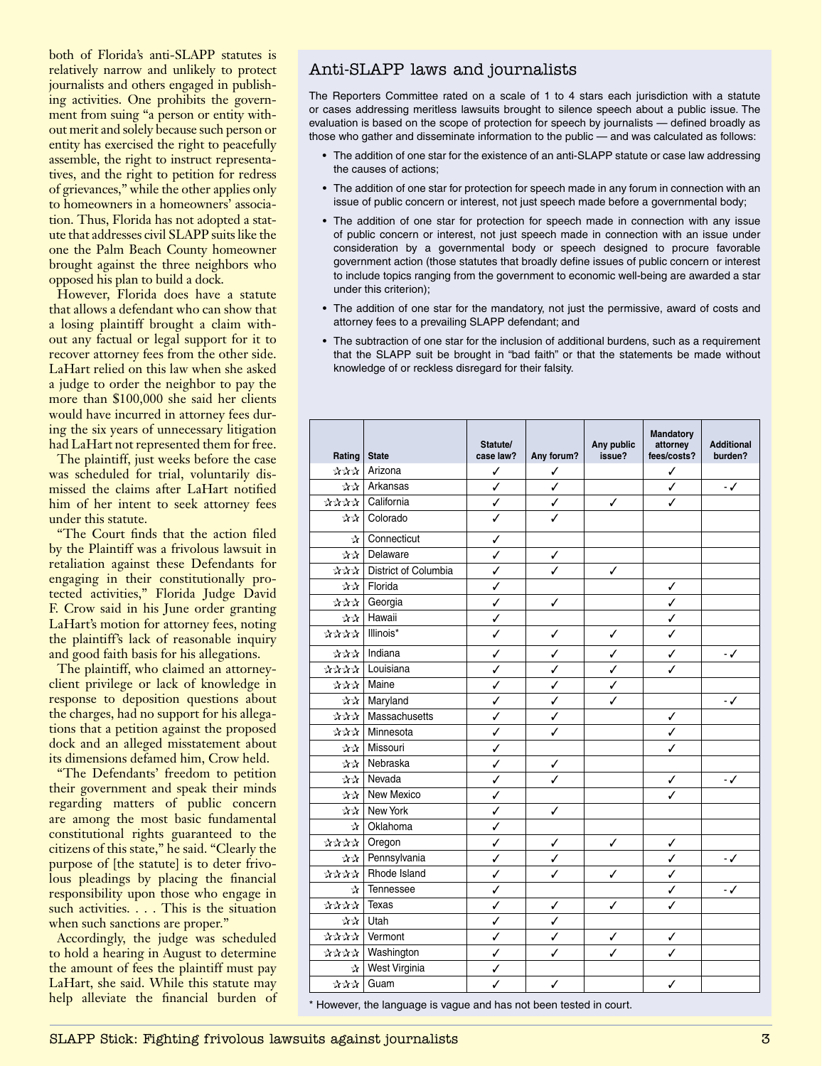both of Florida's anti-SLAPP statutes is relatively narrow and unlikely to protect journalists and others engaged in publishing activities. One prohibits the government from suing "a person or entity without merit and solely because such person or entity has exercised the right to peacefully assemble, the right to instruct representatives, and the right to petition for redress of grievances," while the other applies only to homeowners in a homeowners' association. Thus, Florida has not adopted a statute that addresses civil SLAPP suits like the one the Palm Beach County homeowner brought against the three neighbors who opposed his plan to build a dock.

However, Florida does have a statute that allows a defendant who can show that a losing plaintiff brought a claim without any factual or legal support for it to recover attorney fees from the other side. LaHart relied on this law when she asked a judge to order the neighbor to pay the more than $100,000 she said her clients would have incurred in attorney fees during the six years of unnecessary litigation had LaHart not represented them for free.

The plaintiff, just weeks before the case was scheduled for trial, voluntarily dismissed the claims after LaHart notified him of her intent to seek attorney fees under this statute.

"The Court finds that the action filed by the Plaintiff was a frivolous lawsuit in retaliation against these Defendants for engaging in their constitutionally protected activities," Florida Judge David F. Crow said in his June order granting LaHart's motion for attorney fees, noting the plaintiff's lack of reasonable inquiry and good faith basis for his allegations.

The plaintiff, who claimed an attorney-client privilege or lack of knowledge in response to deposition questions about the charges, had no support for his allegations that a petition against the proposed dock and an alleged misstatement about its dimensions defamed him, Crow held.

"The Defendants' freedom to petition their government and speak their minds regarding matters of public concern are among the most basic fundamental constitutional rights guaranteed to the citizens of this state," he said. "Clearly the purpose of [the statute] is to deter frivolous pleadings by placing the financial responsibility upon those who engage in such activities. . . . This is the situation when such sanctions are proper."

Accordingly, the judge was scheduled to hold a hearing in August to determine the amount of fees the plaintiff must pay LaHart, she said. While this statute may help alleviate the financial burden of

## Anti-SLAPP laws and journalists

The Reporters Committee rated on a scale of 1 to 4 stars each jurisdiction with a statute or cases addressing meritless lawsuits brought to silence speech about a public issue. The evaluation is based on the scope of protection for speech by journalists — defined broadly as those who gather and disseminate information to the public — and was calculated as follows:

- The addition of one star for the existence of an anti-SLAPP statute or case law addressing the causes of actions;
- The addition of one star for protection for speech made in any forum in connection with an issue of public concern or interest, not just speech made before a governmental body;
- The addition of one star for protection for speech made in connection with any issue of public concern or interest, not just speech made in connection with an issue under consideration by a governmental body or speech designed to procure favorable government action (those statutes that broadly define issues of public concern or interest to include topics ranging from the government to economic well-being are awarded a star under this criterion);
- The addition of one star for the mandatory, not just the permissive, award of costs and attorney fees to a prevailing SLAPP defendant; and
- The subtraction of one star for the inclusion of additional burdens, such as a requirement that the SLAPP suit be brought in "bad faith" or that the statements be made without knowledge of or reckless disregard for their falsity.

| Rating | State | Statute/ case law? | Any forum? | Any public issue? | Mandatory attorney fees/costs? | Additional burden? |
|---|---|---|---|---|---|---|
| ☆☆☆ | Arizona | ✓ | ✓ | | ✓ | |
| ☆☆ | Arkansas | ✓ | ✓ | | ✓ | -✓ |
| ☆☆☆☆ | California | ✓ | ✓ | ✓ | ✓ | |
| ☆☆ | Colorado | ✓ | ✓ | | | |
| ☆ | Connecticut | ✓ | | | | |
| ☆☆ | Delaware | ✓ | ✓ | | | |
| ☆☆☆ | District of Columbia | ✓ | ✓ | ✓ | | |
| ☆☆ | Florida | ✓ | | | ✓ | |
| ☆☆☆ | Georgia | ✓ | ✓ | | ✓ | |
| ☆☆ | Hawaii | ✓ | | | ✓ | |
| ☆☆☆☆ | Illinois* | ✓ | ✓ | ✓ | ✓ | |
| ☆☆☆ | Indiana | ✓ | ✓ | ✓ | ✓ | -✓ |
| ☆☆☆☆ | Louisiana | ✓ | ✓ | ✓ | ✓ | |
| ☆☆☆ | Maine | ✓ | ✓ | ✓ | | |
| ☆☆ | Maryland | ✓ | ✓ | ✓ | | -✓ |
| ☆☆☆ | Massachusetts | ✓ | ✓ | | ✓ | |
| ☆☆☆ | Minnesota | ✓ | ✓ | | ✓ | |
| ☆☆ | Missouri | ✓ | | | ✓ | |
| ☆☆ | Nebraska | ✓ | ✓ | | | |
| ☆☆ | Nevada | ✓ | ✓ | | ✓ | -✓ |
| ☆☆ | New Mexico | ✓ | | | ✓ | |
| ☆☆ | New York | ✓ | ✓ | | | |
| ☆ | Oklahoma | ✓ | | | | |
| ☆☆☆☆ | Oregon | ✓ | ✓ | ✓ | ✓ | |
| ☆☆ | Pennsylvania | ✓ | ✓ | | ✓ | -✓ |
| ☆☆☆☆ | Rhode Island | ✓ | ✓ | ✓ | ✓ | |
| ☆ | Tennessee | ✓ | | | ✓ | -✓ |
| ☆☆☆☆ | Texas | ✓ | ✓ | ✓ | ✓ | |
| ☆☆ | Utah | ✓ | ✓ | | | |
| ☆☆☆☆ | Vermont | ✓ | ✓ | ✓ | ✓ | |
| ☆☆☆☆ | Washington | ✓ | ✓ | ✓ | ✓ | |
| ☆ | West Virginia | ✓ | | | | |
| ☆☆☆ | Guam | ✓ | ✓ | | ✓ | |

\* However, the language is vague and has not been tested in court.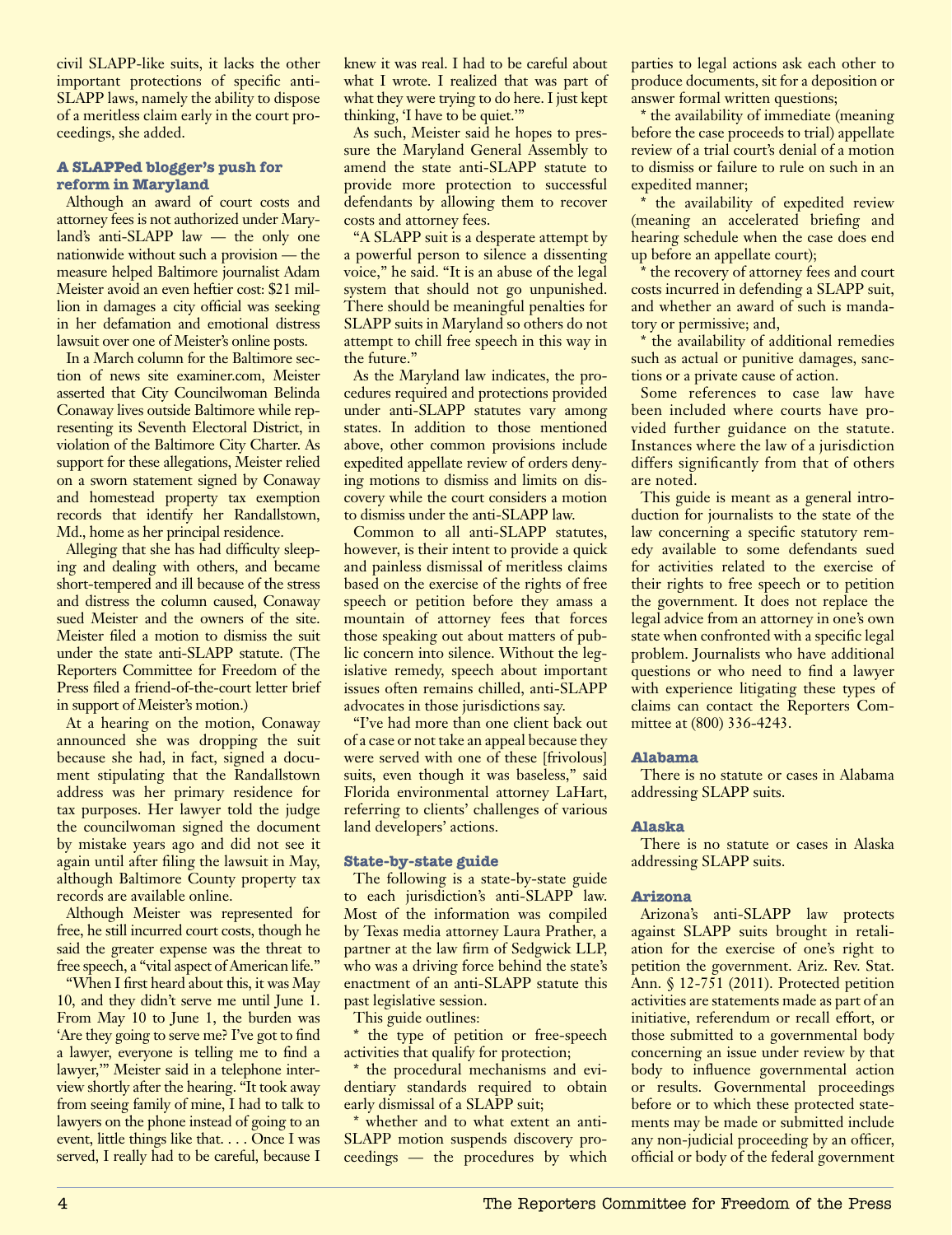civil SLAPP-like suits, it lacks the other important protections of specific anti-SLAPP laws, namely the ability to dispose of a meritless claim early in the court proceedings, she added.

### A SLAPPed blogger's push for reform in Maryland

Although an award of court costs and attorney fees is not authorized under Maryland's anti-SLAPP law — the only one nationwide without such a provision — the measure helped Baltimore journalist Adam Meister avoid an even heftier cost: $21 million in damages a city official was seeking in her defamation and emotional distress lawsuit over one of Meister's online posts.

In a March column for the Baltimore section of news site examiner.com, Meister asserted that City Councilwoman Belinda Conaway lives outside Baltimore while representing its Seventh Electoral District, in violation of the Baltimore City Charter. As support for these allegations, Meister relied on a sworn statement signed by Conaway and homestead property tax exemption records that identify her Randallstown, Md., home as her principal residence.

Alleging that she has had difficulty sleeping and dealing with others, and became short-tempered and ill because of the stress and distress the column caused, Conaway sued Meister and the owners of the site. Meister filed a motion to dismiss the suit under the state anti-SLAPP statute. (The Reporters Committee for Freedom of the Press filed a friend-of-the-court letter brief in support of Meister's motion.)

At a hearing on the motion, Conaway announced she was dropping the suit because she had, in fact, signed a document stipulating that the Randallstown address was her primary residence for tax purposes. Her lawyer told the judge the councilwoman signed the document by mistake years ago and did not see it again until after filing the lawsuit in May, although Baltimore County property tax records are available online.

Although Meister was represented for free, he still incurred court costs, though he said the greater expense was the threat to free speech, a "vital aspect of American life."

"When I first heard about this, it was May 10, and they didn't serve me until June 1. From May 10 to June 1, the burden was 'Are they going to serve me? I've got to find a lawyer, everyone is telling me to find a lawyer,'" Meister said in a telephone interview shortly after the hearing. "It took away from seeing family of mine, I had to talk to lawyers on the phone instead of going to an event, little things like that. . . . Once I was served, I really had to be careful, because I knew it was real. I had to be careful about what I wrote. I realized that was part of what they were trying to do here. I just kept thinking, 'I have to be quiet.'"

As such, Meister said he hopes to pressure the Maryland General Assembly to amend the state anti-SLAPP statute to provide more protection to successful defendants by allowing them to recover costs and attorney fees.

"A SLAPP suit is a desperate attempt by a powerful person to silence a dissenting voice," he said. "It is an abuse of the legal system that should not go unpunished. There should be meaningful penalties for SLAPP suits in Maryland so others do not attempt to chill free speech in this way in the future."

As the Maryland law indicates, the procedures required and protections provided under anti-SLAPP statutes vary among states. In addition to those mentioned above, other common provisions include expedited appellate review of orders denying motions to dismiss and limits on discovery while the court considers a motion to dismiss under the anti-SLAPP law.

Common to all anti-SLAPP statutes, however, is their intent to provide a quick and painless dismissal of meritless claims based on the exercise of the rights of free speech or petition before they amass a mountain of attorney fees that forces those speaking out about matters of public concern into silence. Without the legislative remedy, speech about important issues often remains chilled, anti-SLAPP advocates in those jurisdictions say.

"I've had more than one client back out of a case or not take an appeal because they were served with one of these [frivolous] suits, even though it was baseless," said Florida environmental attorney LaHart, referring to clients' challenges of various land developers' actions.

### State-by-state guide

The following is a state-by-state guide to each jurisdiction's anti-SLAPP law. Most of the information was compiled by Texas media attorney Laura Prather, a partner at the law firm of Sedgwick LLP, who was a driving force behind the state's enactment of an anti-SLAPP statute this past legislative session.

This guide outlines:

* the type of petition or free-speech activities that qualify for protection;
* the procedural mechanisms and evidentiary standards required to obtain early dismissal of a SLAPP suit;
* whether and to what extent an anti-SLAPP motion suspends discovery proceedings — the procedures by which parties to legal actions ask each other to produce documents, sit for a deposition or answer formal written questions;
* the availability of immediate (meaning before the case proceeds to trial) appellate review of a trial court's denial of a motion to dismiss or failure to rule on such in an expedited manner;
* the availability of expedited review (meaning an accelerated briefing and hearing schedule when the case does end up before an appellate court);
* the recovery of attorney fees and court costs incurred in defending a SLAPP suit, and whether an award of such is mandatory or permissive; and,
* the availability of additional remedies such as actual or punitive damages, sanctions or a private cause of action.

Some references to case law have been included where courts have provided further guidance on the statute. Instances where the law of a jurisdiction differs significantly from that of others are noted.

This guide is meant as a general introduction for journalists to the state of the law concerning a specific statutory remedy available to some defendants sued for activities related to the exercise of their rights to free speech or to petition the government. It does not replace the legal advice from an attorney in one's own state when confronted with a specific legal problem. Journalists who have additional questions or who need to find a lawyer with experience litigating these types of claims can contact the Reporters Committee at (800) 336-4243.

### Alabama

There is no statute or cases in Alabama addressing SLAPP suits.

### Alaska

There is no statute or cases in Alaska addressing SLAPP suits.

### Arizona

Arizona's anti-SLAPP law protects against SLAPP suits brought in retaliation for the exercise of one's right to petition the government. Ariz. Rev. Stat. Ann. § 12-751 (2011). Protected petition activities are statements made as part of an initiative, referendum or recall effort, or those submitted to a governmental body concerning an issue under review by that body to influence governmental action or results. Governmental proceedings before or to which these protected statements may be made or submitted include any non-judicial proceeding by an officer, official or body of the federal government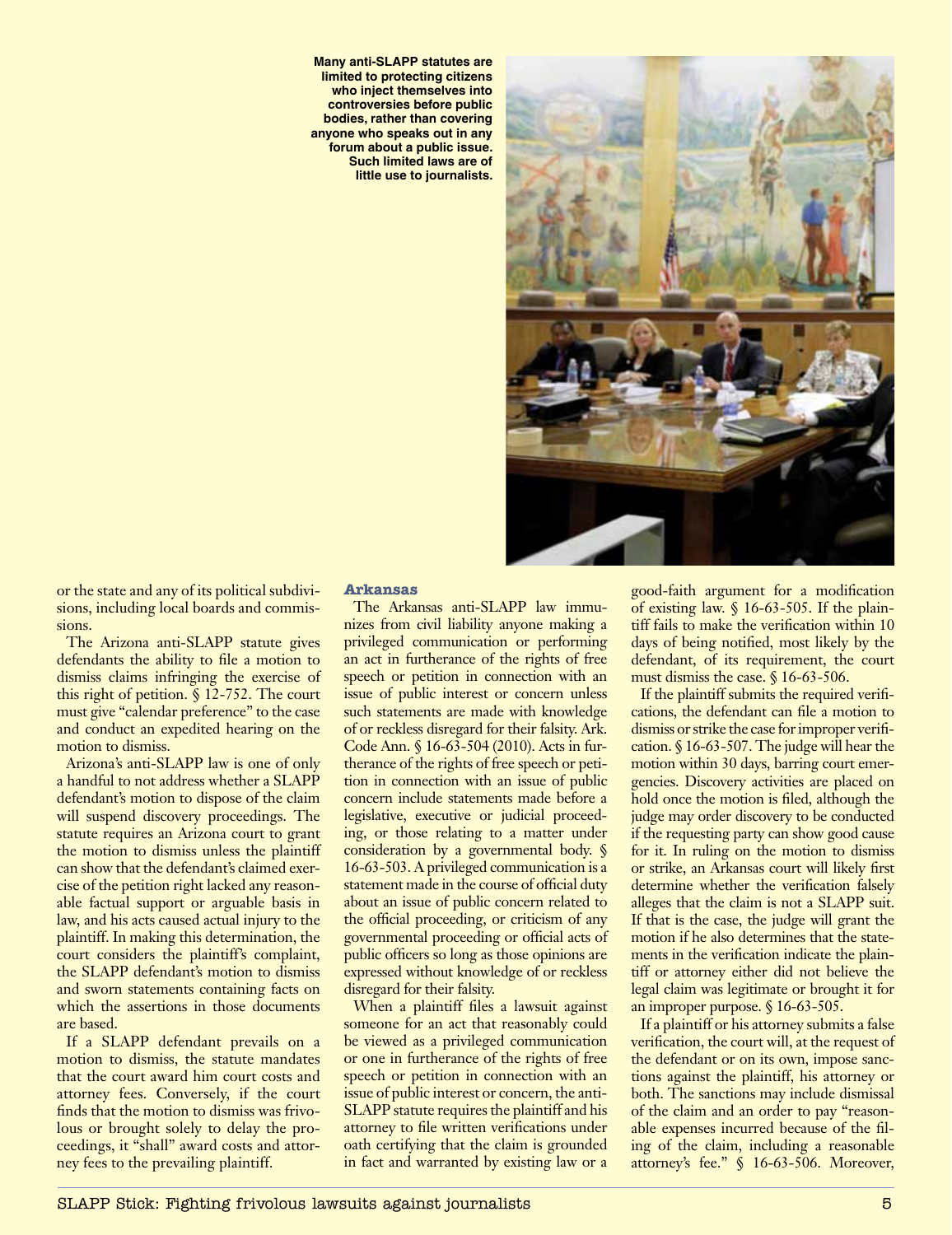Many anti-SLAPP statutes are limited to protecting citizens who inject themselves into controversies before public bodies, rather than covering anyone who speaks out in any forum about a public issue. Such limited laws are of little use to journalists.

or the state and any of its political subdivisions, including local boards and commissions.

The Arizona anti-SLAPP statute gives defendants the ability to file a motion to dismiss claims infringing the exercise of this right of petition. § 12-752. The court must give "calendar preference" to the case and conduct an expedited hearing on the motion to dismiss.

Arizona's anti-SLAPP law is one of only a handful to not address whether a SLAPP defendant's motion to dispose of the claim will suspend discovery proceedings. The statute requires an Arizona court to grant the motion to dismiss unless the plaintiff can show that the defendant's claimed exercise of the petition right lacked any reasonable factual support or arguable basis in law, and his acts caused actual injury to the plaintiff. In making this determination, the court considers the plaintiff's complaint, the SLAPP defendant's motion to dismiss and sworn statements containing facts on which the assertions in those documents are based.

If a SLAPP defendant prevails on a motion to dismiss, the statute mandates that the court award him court costs and attorney fees. Conversely, if the court finds that the motion to dismiss was frivolous or brought solely to delay the proceedings, it "shall" award costs and attorney fees to the prevailing plaintiff.

### Arkansas

The Arkansas anti-SLAPP law immunizes from civil liability anyone making a privileged communication or performing an act in furtherance of the rights of free speech or petition in connection with an issue of public interest or concern unless such statements are made with knowledge of or reckless disregard for their falsity. Ark. Code Ann. § 16-63-504 (2010). Acts in furtherance of the rights of free speech or petition in connection with an issue of public concern include statements made before a legislative, executive or judicial proceeding, or those relating to a matter under consideration by a governmental body. § 16-63-503. A privileged communication is a statement made in the course of official duty about an issue of public concern related to the official proceeding, or criticism of any governmental proceeding or official acts of public officers so long as those opinions are expressed without knowledge of or reckless disregard for their falsity.

When a plaintiff files a lawsuit against someone for an act that reasonably could be viewed as a privileged communication or one in furtherance of the rights of free speech or petition in connection with an issue of public interest or concern, the anti-SLAPP statute requires the plaintiff and his attorney to file written verifications under oath certifying that the claim is grounded in fact and warranted by existing law or a good-faith argument for a modification of existing law. § 16-63-505. If the plaintiff fails to make the verification within 10 days of being notified, most likely by the defendant, of its requirement, the court must dismiss the case. § 16-63-506.

If the plaintiff submits the required verifications, the defendant can file a motion to dismiss or strike the case for improper verification. § 16-63-507. The judge will hear the motion within 30 days, barring court emergencies. Discovery activities are placed on hold once the motion is filed, although the judge may order discovery to be conducted if the requesting party can show good cause for it. In ruling on the motion to dismiss or strike, an Arkansas court will likely first determine whether the verification falsely alleges that the claim is not a SLAPP suit. If that is the case, the judge will grant the motion if he also determines that the statements in the verification indicate the plaintiff or attorney either did not believe the legal claim was legitimate or brought it for an improper purpose. § 16-63-505.

If a plaintiff or his attorney submits a false verification, the court will, at the request of the defendant or on its own, impose sanctions against the plaintiff, his attorney or both. The sanctions may include dismissal of the claim and an order to pay "reasonable expenses incurred because of the filing of the claim, including a reasonable attorney's fee." § 16-63-506. Moreover,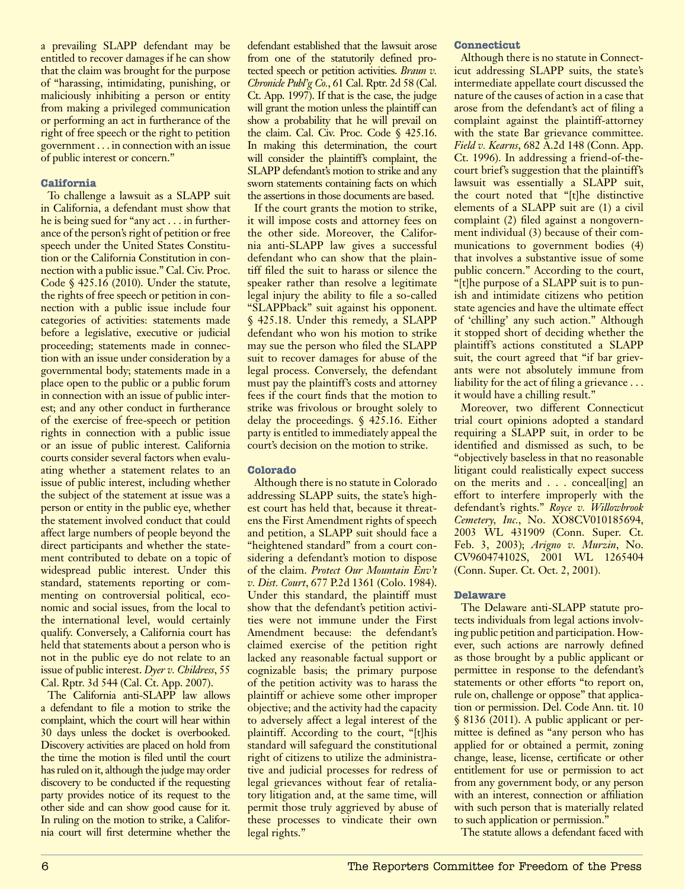a prevailing SLAPP defendant may be entitled to recover damages if he can show that the claim was brought for the purpose of "harassing, intimidating, punishing, or maliciously inhibiting a person or entity from making a privileged communication or performing an act in furtherance of the right of free speech or the right to petition government . . . in connection with an issue of public interest or concern."

### California

To challenge a lawsuit as a SLAPP suit in California, a defendant must show that he is being sued for "any act . . . in furtherance of the person's right of petition or free speech under the United States Constitution or the California Constitution in connection with a public issue." Cal. Civ. Proc. Code § 425.16 (2010). Under the statute, the rights of free speech or petition in connection with a public issue include four categories of activities: statements made before a legislative, executive or judicial proceeding; statements made in connection with an issue under consideration by a governmental body; statements made in a place open to the public or a public forum in connection with an issue of public interest; and any other conduct in furtherance of the exercise of free-speech or petition rights in connection with a public issue or an issue of public interest. California courts consider several factors when evaluating whether a statement relates to an issue of public interest, including whether the subject of the statement at issue was a person or entity in the public eye, whether the statement involved conduct that could affect large numbers of people beyond the direct participants and whether the statement contributed to debate on a topic of widespread public interest. Under this standard, statements reporting or commenting on controversial political, economic and social issues, from the local to the international level, would certainly qualify. Conversely, a California court has held that statements about a person who is not in the public eye do not relate to an issue of public interest. *Dyer v. Childress*, 55 Cal. Rptr. 3d 544 (Cal. Ct. App. 2007).

The California anti-SLAPP law allows a defendant to file a motion to strike the complaint, which the court will hear within 30 days unless the docket is overbooked. Discovery activities are placed on hold from the time the motion is filed until the court has ruled on it, although the judge may order discovery to be conducted if the requesting party provides notice of its request to the other side and can show good cause for it. In ruling on the motion to strike, a California court will first determine whether the defendant established that the lawsuit arose from one of the statutorily defined protected speech or petition activities. *Braun v. Chronicle Publ'g Co.*, 61 Cal. Rptr. 2d 58 (Cal. Ct. App. 1997). If that is the case, the judge will grant the motion unless the plaintiff can show a probability that he will prevail on the claim. Cal. Civ. Proc. Code § 425.16. In making this determination, the court will consider the plaintiff's complaint, the SLAPP defendant's motion to strike and any sworn statements containing facts on which the assertions in those documents are based.

If the court grants the motion to strike, it will impose costs and attorney fees on the other side. Moreover, the California anti-SLAPP law gives a successful defendant who can show that the plaintiff filed the suit to harass or silence the speaker rather than resolve a legitimate legal injury the ability to file a so-called "SLAPPback" suit against his opponent. § 425.18. Under this remedy, a SLAPP defendant who won his motion to strike may sue the person who filed the SLAPP suit to recover damages for abuse of the legal process. Conversely, the defendant must pay the plaintiff's costs and attorney fees if the court finds that the motion to strike was frivolous or brought solely to delay the proceedings. § 425.16. Either party is entitled to immediately appeal the court's decision on the motion to strike.

### Colorado

Although there is no statute in Colorado addressing SLAPP suits, the state's highest court has held that, because it threatens the First Amendment rights of speech and petition, a SLAPP suit should face a "heightened standard" from a court considering a defendant's motion to dispose of the claim. *Protect Our Mountain Env't v. Dist. Court*, 677 P.2d 1361 (Colo. 1984). Under this standard, the plaintiff must show that the defendant's petition activities were not immune under the First Amendment because: the defendant's claimed exercise of the petition right lacked any reasonable factual support or cognizable basis; the primary purpose of the petition activity was to harass the plaintiff or achieve some other improper objective; and the activity had the capacity to adversely affect a legal interest of the plaintiff. According to the court, "[t]his standard will safeguard the constitutional right of citizens to utilize the administrative and judicial processes for redress of legal grievances without fear of retaliatory litigation and, at the same time, will permit those truly aggrieved by abuse of these processes to vindicate their own legal rights."

### Connecticut

Although there is no statute in Connecticut addressing SLAPP suits, the state's intermediate appellate court discussed the nature of the causes of action in a case that arose from the defendant's act of filing a complaint against the plaintiff-attorney with the state Bar grievance committee. *Field v. Kearns*, 682 A.2d 148 (Conn. App. Ct. 1996). In addressing a friend-of-the-court brief's suggestion that the plaintiff's lawsuit was essentially a SLAPP suit, the court noted that "[t]he distinctive elements of a SLAPP suit are (1) a civil complaint (2) filed against a nongovernment individual (3) because of their communications to government bodies (4) that involves a substantive issue of some public concern." According to the court, "[t]he purpose of a SLAPP suit is to punish and intimidate citizens who petition state agencies and have the ultimate effect of 'chilling' any such action." Although it stopped short of deciding whether the plaintiff's actions constituted a SLAPP suit, the court agreed that "if bar grievants were not absolutely immune from liability for the act of filing a grievance . . . it would have a chilling result."

Moreover, two different Connecticut trial court opinions adopted a standard requiring a SLAPP suit, in order to be identified and dismissed as such, to be "objectively baseless in that no reasonable litigant could realistically expect success on the merits and . . . conceal[ing] an effort to interfere improperly with the defendant's rights." *Royce v. Willowbrook Cemetery, Inc.*, No. XO8CV010185694, 2003 WL 431909 (Conn. Super. Ct. Feb. 3, 2003); *Arigno v. Murzin*, No. CV960474102S, 2001 WL 1265404 (Conn. Super. Ct. Oct. 2, 2001).

### Delaware

The Delaware anti-SLAPP statute protects individuals from legal actions involving public petition and participation. However, such actions are narrowly defined as those brought by a public applicant or permittee in response to the defendant's statements or other efforts "to report on, rule on, challenge or oppose" that application or permission. Del. Code Ann. tit. 10 § 8136 (2011). A public applicant or permittee is defined as "any person who has applied for or obtained a permit, zoning change, lease, license, certificate or other entitlement for use or permission to act from any government body, or any person with an interest, connection or affiliation with such person that is materially related to such application or permission."

The statute allows a defendant faced with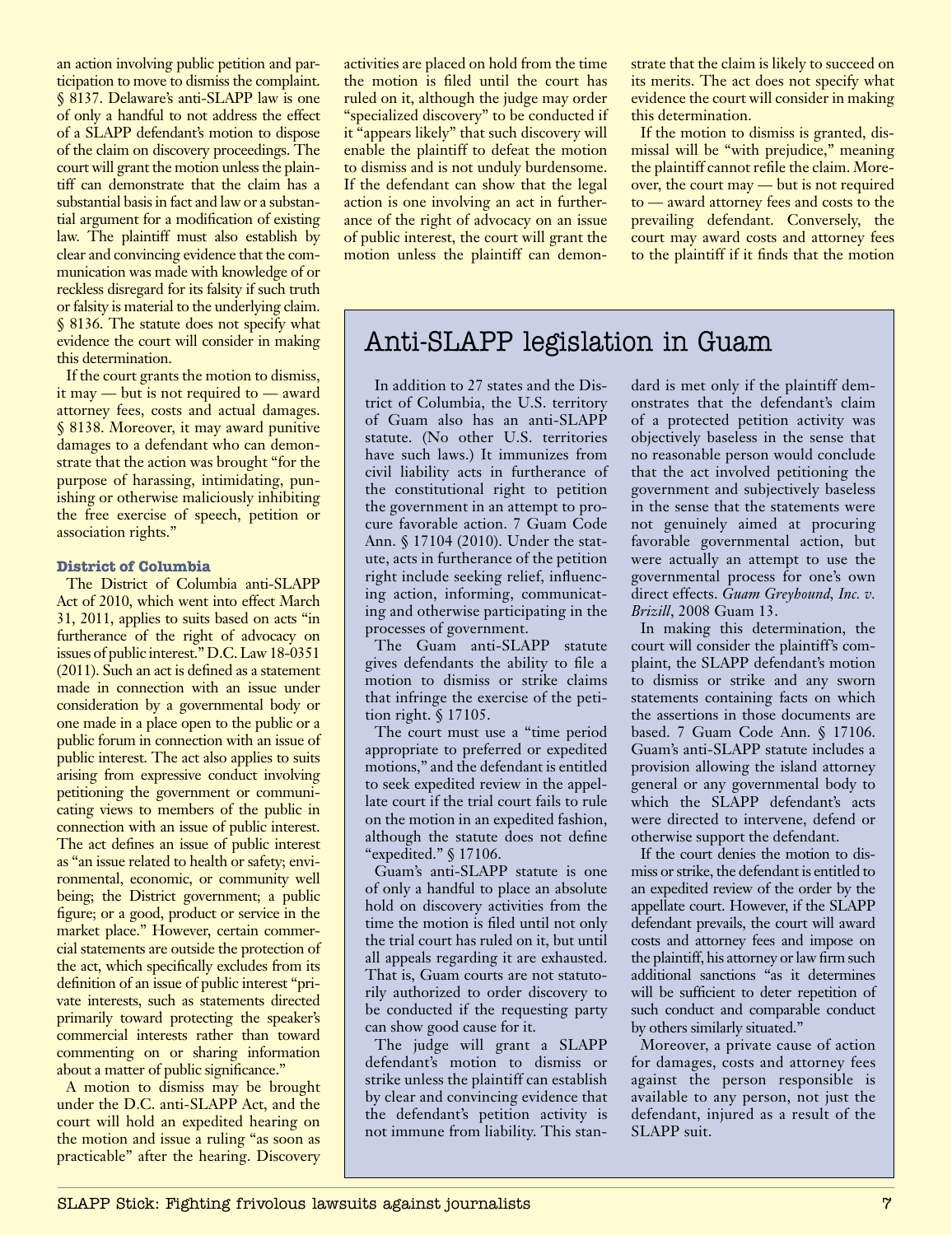an action involving public petition and participation to move to dismiss the complaint. § 8137. Delaware's anti-SLAPP law is one of only a handful to not address the effect of a SLAPP defendant's motion to dispose of the claim on discovery proceedings. The court will grant the motion unless the plaintiff can demonstrate that the claim has a substantial basis in fact and law or a substantial argument for a modification of existing law. The plaintiff must also establish by clear and convincing evidence that the communication was made with knowledge of or reckless disregard for its falsity if such truth or falsity is material to the underlying claim. § 8136. The statute does not specify what evidence the court will consider in making this determination.

If the court grants the motion to dismiss, it may — but is not required to — award attorney fees, costs and actual damages. § 8138. Moreover, it may award punitive damages to a defendant who can demonstrate that the action was brought "for the purpose of harassing, intimidating, punishing or otherwise maliciously inhibiting the free exercise of speech, petition or association rights."

### District of Columbia

The District of Columbia anti-SLAPP Act of 2010, which went into effect March 31, 2011, applies to suits based on acts "in furtherance of the right of advocacy on issues of public interest." D.C. Law 18-0351 (2011). Such an act is defined as a statement made in connection with an issue under consideration by a governmental body or one made in a place open to the public or a public forum in connection with an issue of public interest. The act also applies to suits arising from expressive conduct involving petitioning the government or communicating views to members of the public in connection with an issue of public interest. The act defines an issue of public interest as "an issue related to health or safety; environmental, economic, or community well being; the District government; a public figure; or a good, product or service in the market place." However, certain commercial statements are outside the protection of the act, which specifically excludes from its definition of an issue of public interest "private interests, such as statements directed primarily toward protecting the speaker's commercial interests rather than toward commenting on or sharing information about a matter of public significance."

A motion to dismiss may be brought under the D.C. anti-SLAPP Act, and the court will hold an expedited hearing on the motion and issue a ruling "as soon as practicable" after the hearing. Discovery activities are placed on hold from the time the motion is filed until the court has ruled on it, although the judge may order "specialized discovery" to be conducted if it "appears likely" that such discovery will enable the plaintiff to defeat the motion to dismiss and is not unduly burdensome. If the defendant can show that the legal action is one involving an act in furtherance of the right of advocacy on an issue of public interest, the court will grant the motion unless the plaintiff can demonstrate that the claim is likely to succeed on its merits. The act does not specify what evidence the court will consider in making this determination.

If the motion to dismiss is granted, dismissal will be "with prejudice," meaning the plaintiff cannot refile the claim. Moreover, the court may — but is not required to — award attorney fees and costs to the prevailing defendant. Conversely, the court may award costs and attorney fees to the plaintiff if it finds that the motion

## Anti-SLAPP legislation in Guam

In addition to 27 states and the District of Columbia, the U.S. territory of Guam also has an anti-SLAPP statute. (No other U.S. territories have such laws.) It immunizes from civil liability acts in furtherance of the constitutional right to petition the government in an attempt to procure favorable action. 7 Guam Code Ann. § 17104 (2010). Under the statute, acts in furtherance of the petition right include seeking relief, influencing action, informing, communicating and otherwise participating in the processes of government.

The Guam anti-SLAPP statute gives defendants the ability to file a motion to dismiss or strike claims that infringe the exercise of the petition right. § 17105.

The court must use a "time period appropriate to preferred or expedited motions," and the defendant is entitled to seek expedited review in the appellate court if the trial court fails to rule on the motion in an expedited fashion, although the statute does not define "expedited." § 17106.

Guam's anti-SLAPP statute is one of only a handful to place an absolute hold on discovery activities from the time the motion is filed until not only the trial court has ruled on it, but until all appeals regarding it are exhausted. That is, Guam courts are not statutorily authorized to order discovery to be conducted if the requesting party can show good cause for it.

The judge will grant a SLAPP defendant's motion to dismiss or strike unless the plaintiff can establish by clear and convincing evidence that the defendant's petition activity is not immune from liability. This standard is met only if the plaintiff demonstrates that the defendant's claim of a protected petition activity was objectively baseless in the sense that no reasonable person would conclude that the act involved petitioning the government and subjectively baseless in the sense that the statements were not genuinely aimed at procuring favorable governmental action, but were actually an attempt to use the governmental process for one's own direct effects. *Guam Greyhound, Inc. v. Brizill*, 2008 Guam 13.

In making this determination, the court will consider the plaintiff's complaint, the SLAPP defendant's motion to dismiss or strike and any sworn statements containing facts on which the assertions in those documents are based. 7 Guam Code Ann. § 17106. Guam's anti-SLAPP statute includes a provision allowing the island attorney general or any governmental body to which the SLAPP defendant's acts were directed to intervene, defend or otherwise support the defendant.

If the court denies the motion to dismiss or strike, the defendant is entitled to an expedited review of the order by the appellate court. However, if the SLAPP defendant prevails, the court will award costs and attorney fees and impose on the plaintiff, his attorney or law firm such additional sanctions "as it determines will be sufficient to deter repetition of such conduct and comparable conduct by others similarly situated."

Moreover, a private cause of action for damages, costs and attorney fees against the person responsible is available to any person, not just the defendant, injured as a result of the SLAPP suit.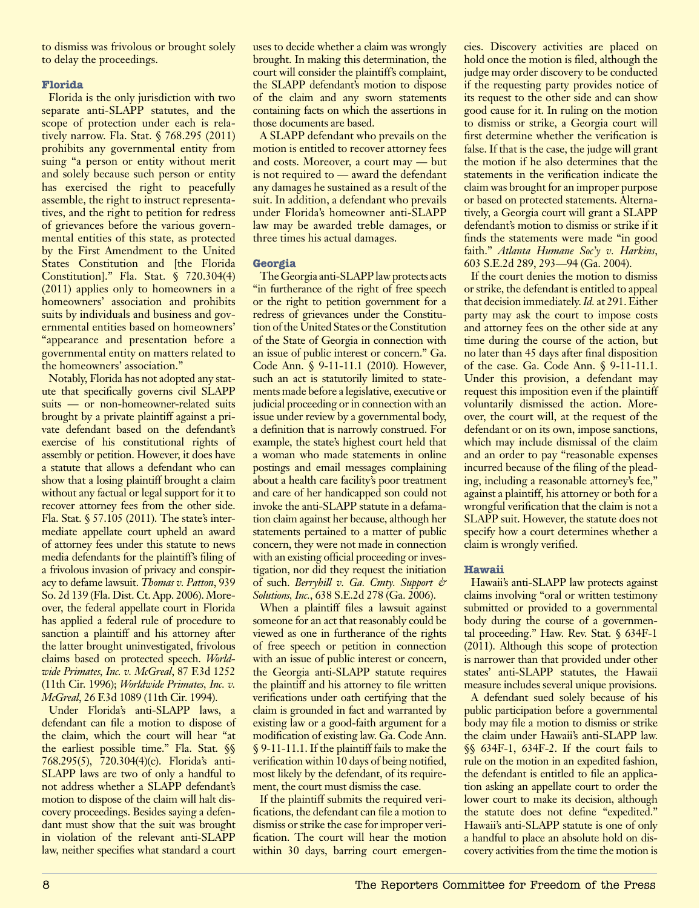to dismiss was frivolous or brought solely to delay the proceedings.

### Florida

Florida is the only jurisdiction with two separate anti-SLAPP statutes, and the scope of protection under each is relatively narrow. Fla. Stat. § 768.295 (2011) prohibits any governmental entity from suing "a person or entity without merit and solely because such person or entity has exercised the right to peacefully assemble, the right to instruct representatives, and the right to petition for redress of grievances before the various governmental entities of this state, as protected by the First Amendment to the United States Constitution and [the Florida Constitution]." Fla. Stat. § 720.304(4) (2011) applies only to homeowners in a homeowners' association and prohibits suits by individuals and business and governmental entities based on homeowners' "appearance and presentation before a governmental entity on matters related to the homeowners' association."

Notably, Florida has not adopted any statute that specifically governs civil SLAPP suits — or non-homeowner-related suits brought by a private plaintiff against a private defendant based on the defendant's exercise of his constitutional rights of assembly or petition. However, it does have a statute that allows a defendant who can show that a losing plaintiff brought a claim without any factual or legal support for it to recover attorney fees from the other side. Fla. Stat. § 57.105 (2011). The state's intermediate appellate court upheld an award of attorney fees under this statute to news media defendants for the plaintiff's filing of a frivolous invasion of privacy and conspiracy to defame lawsuit. *Thomas v. Patton*, 939 So. 2d 139 (Fla. Dist. Ct. App. 2006). Moreover, the federal appellate court in Florida has applied a federal rule of procedure to sanction a plaintiff and his attorney after the latter brought uninvestigated, frivolous claims based on protected speech. *Worldwide Primates, Inc. v. McGreal*, 87 F.3d 1252 (11th Cir. 1996); *Worldwide Primates, Inc. v. McGreal*, 26 F.3d 1089 (11th Cir. 1994).

Under Florida's anti-SLAPP laws, a defendant can file a motion to dispose of the claim, which the court will hear "at the earliest possible time." Fla. Stat. §§ 768.295(5), 720.304(4)(c). Florida's anti-SLAPP laws are two of only a handful to not address whether a SLAPP defendant's motion to dispose of the claim will halt discovery proceedings. Besides saying a defendant must show that the suit was brought in violation of the relevant anti-SLAPP law, neither specifies what standard a court uses to decide whether a claim was wrongly brought. In making this determination, the court will consider the plaintiff's complaint, the SLAPP defendant's motion to dispose of the claim and any sworn statements containing facts on which the assertions in those documents are based.

A SLAPP defendant who prevails on the motion is entitled to recover attorney fees and costs. Moreover, a court may — but is not required to — award the defendant any damages he sustained as a result of the suit. In addition, a defendant who prevails under Florida's homeowner anti-SLAPP law may be awarded treble damages, or three times his actual damages.

### Georgia

The Georgia anti-SLAPP law protects acts "in furtherance of the right of free speech or the right to petition government for a redress of grievances under the Constitution of the United States or the Constitution of the State of Georgia in connection with an issue of public interest or concern." Ga. Code Ann. § 9-11-11.1 (2010). However, such an act is statutorily limited to statements made before a legislative, executive or judicial proceeding or in connection with an issue under review by a governmental body, a definition that is narrowly construed. For example, the state's highest court held that a woman who made statements in online postings and email messages complaining about a health care facility's poor treatment and care of her handicapped son could not invoke the anti-SLAPP statute in a defamation claim against her because, although her statements pertained to a matter of public concern, they were not made in connection with an existing official proceeding or investigation, nor did they request the initiation of such. *Berryhill v. Ga. Cmty. Support & Solutions, Inc.*, 638 S.E.2d 278 (Ga. 2006).

When a plaintiff files a lawsuit against someone for an act that reasonably could be viewed as one in furtherance of the rights of free speech or petition in connection with an issue of public interest or concern, the Georgia anti-SLAPP statute requires the plaintiff and his attorney to file written verifications under oath certifying that the claim is grounded in fact and warranted by existing law or a good-faith argument for a modification of existing law. Ga. Code Ann. § 9-11-11.1. If the plaintiff fails to make the verification within 10 days of being notified, most likely by the defendant, of its requirement, the court must dismiss the case.

If the plaintiff submits the required verifications, the defendant can file a motion to dismiss or strike the case for improper verification. The court will hear the motion within 30 days, barring court emergencies. Discovery activities are placed on hold once the motion is filed, although the judge may order discovery to be conducted if the requesting party provides notice of its request to the other side and can show good cause for it. In ruling on the motion to dismiss or strike, a Georgia court will first determine whether the verification is false. If that is the case, the judge will grant the motion if he also determines that the statements in the verification indicate the claim was brought for an improper purpose or based on protected statements. Alternatively, a Georgia court will grant a SLAPP defendant's motion to dismiss or strike if it finds the statements were made "in good faith." *Atlanta Humane Soc'y v. Harkins*, 603 S.E.2d 289, 293—94 (Ga. 2004).

If the court denies the motion to dismiss or strike, the defendant is entitled to appeal that decision immediately. *Id.* at 291. Either party may ask the court to impose costs and attorney fees on the other side at any time during the course of the action, but no later than 45 days after final disposition of the case. Ga. Code Ann. § 9-11-11.1. Under this provision, a defendant may request this imposition even if the plaintiff voluntarily dismissed the action. Moreover, the court will, at the request of the defendant or on its own, impose sanctions, which may include dismissal of the claim and an order to pay "reasonable expenses incurred because of the filing of the pleading, including a reasonable attorney's fee," against a plaintiff, his attorney or both for a wrongful verification that the claim is not a SLAPP suit. However, the statute does not specify how a court determines whether a claim is wrongly verified.

### Hawaii

Hawaii's anti-SLAPP law protects against claims involving "oral or written testimony submitted or provided to a governmental body during the course of a governmental proceeding." Haw. Rev. Stat. § 634F-1 (2011). Although this scope of protection is narrower than that provided under other states' anti-SLAPP statutes, the Hawaii measure includes several unique provisions.

A defendant sued solely because of his public participation before a governmental body may file a motion to dismiss or strike the claim under Hawaii's anti-SLAPP law. §§ 634F-1, 634F-2. If the court fails to rule on the motion in an expedited fashion, the defendant is entitled to file an application asking an appellate court to order the lower court to make its decision, although the statute does not define "expedited." Hawaii's anti-SLAPP statute is one of only a handful to place an absolute hold on discovery activities from the time the motion is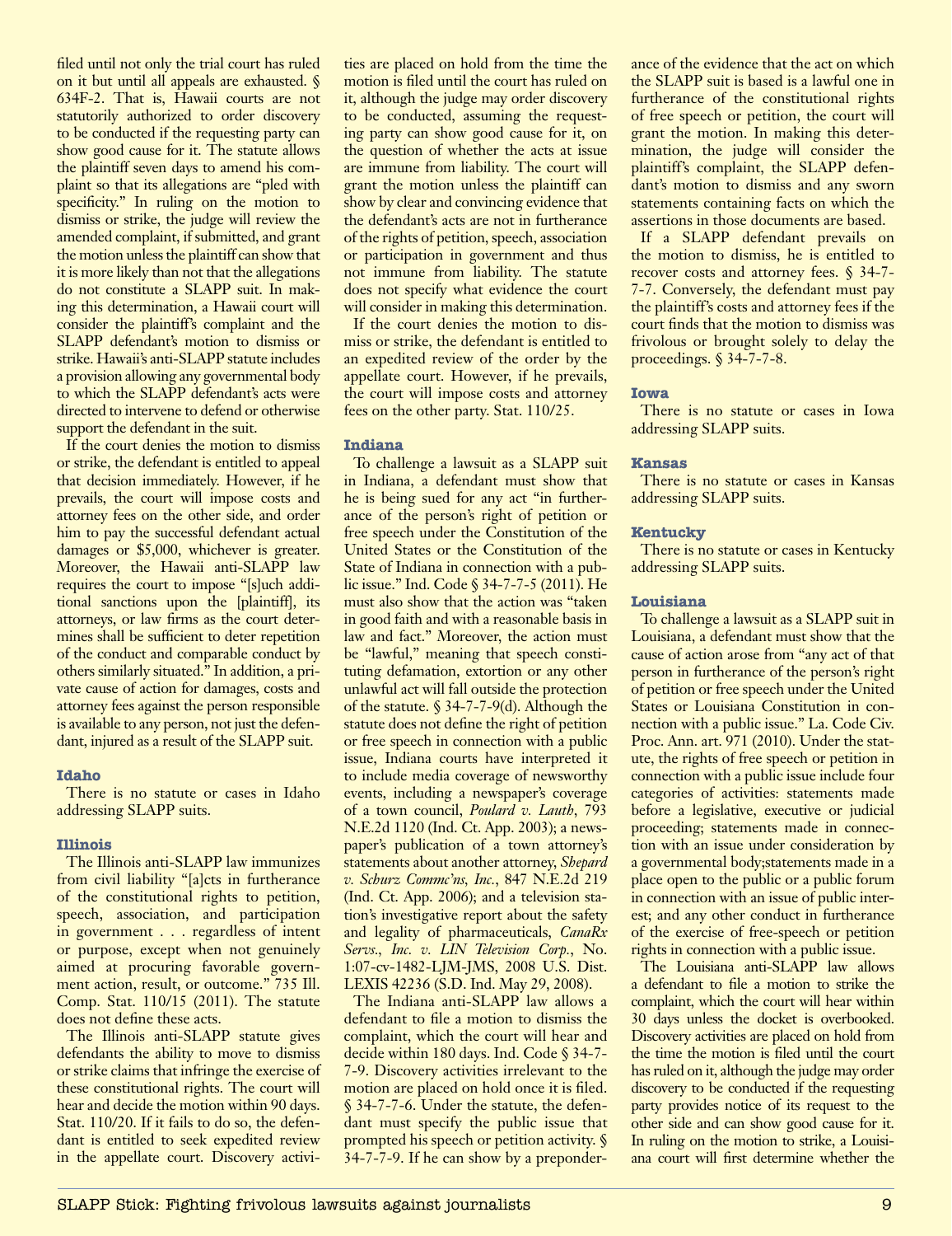filed until not only the trial court has ruled on it but until all appeals are exhausted. § 634F-2. That is, Hawaii courts are not statutorily authorized to order discovery to be conducted if the requesting party can show good cause for it. The statute allows the plaintiff seven days to amend his complaint so that its allegations are "pled with specificity." In ruling on the motion to dismiss or strike, the judge will review the amended complaint, if submitted, and grant the motion unless the plaintiff can show that it is more likely than not that the allegations do not constitute a SLAPP suit. In making this determination, a Hawaii court will consider the plaintiff's complaint and the SLAPP defendant's motion to dismiss or strike. Hawaii's anti-SLAPP statute includes a provision allowing any governmental body to which the SLAPP defendant's acts were directed to intervene to defend or otherwise support the defendant in the suit.

If the court denies the motion to dismiss or strike, the defendant is entitled to appeal that decision immediately. However, if he prevails, the court will impose costs and attorney fees on the other side, and order him to pay the successful defendant actual damages or $5,000, whichever is greater. Moreover, the Hawaii anti-SLAPP law requires the court to impose "[s]uch additional sanctions upon the [plaintiff], its attorneys, or law firms as the court determines shall be sufficient to deter repetition of the conduct and comparable conduct by others similarly situated." In addition, a private cause of action for damages, costs and attorney fees against the person responsible is available to any person, not just the defendant, injured as a result of the SLAPP suit.

### Idaho

There is no statute or cases in Idaho addressing SLAPP suits.

### Illinois

The Illinois anti-SLAPP law immunizes from civil liability "[a]cts in furtherance of the constitutional rights to petition, speech, association, and participation in government . . . regardless of intent or purpose, except when not genuinely aimed at procuring favorable government action, result, or outcome." 735 Ill. Comp. Stat. 110/15 (2011). The statute does not define these acts.

The Illinois anti-SLAPP statute gives defendants the ability to move to dismiss or strike claims that infringe the exercise of these constitutional rights. The court will hear and decide the motion within 90 days. Stat. 110/20. If it fails to do so, the defendant is entitled to seek expedited review in the appellate court. Discovery activities are placed on hold from the time the motion is filed until the court has ruled on it, although the judge may order discovery to be conducted, assuming the requesting party can show good cause for it, on the question of whether the acts at issue are immune from liability. The court will grant the motion unless the plaintiff can show by clear and convincing evidence that the defendant's acts are not in furtherance of the rights of petition, speech, association or participation in government and thus not immune from liability. The statute does not specify what evidence the court will consider in making this determination.

If the court denies the motion to dismiss or strike, the defendant is entitled to an expedited review of the order by the appellate court. However, if he prevails, the court will impose costs and attorney fees on the other party. Stat. 110/25.

### Indiana

To challenge a lawsuit as a SLAPP suit in Indiana, a defendant must show that he is being sued for any act "in furtherance of the person's right of petition or free speech under the Constitution of the United States or the Constitution of the State of Indiana in connection with a public issue." Ind. Code § 34-7-7-5 (2011). He must also show that the action was "taken in good faith and with a reasonable basis in law and fact." Moreover, the action must be "lawful," meaning that speech constituting defamation, extortion or any other unlawful act will fall outside the protection of the statute. § 34-7-7-9(d). Although the statute does not define the right of petition or free speech in connection with a public issue, Indiana courts have interpreted it to include media coverage of newsworthy events, including a newspaper's coverage of a town council, *Poulard v. Lauth*, 793 N.E.2d 1120 (Ind. Ct. App. 2003); a newspaper's publication of a town attorney's statements about another attorney, *Shepard v. Schurz Commc'ns, Inc.*, 847 N.E.2d 219 (Ind. Ct. App. 2006); and a television station's investigative report about the safety and legality of pharmaceuticals, *CanaRx Servs., Inc. v. LIN Television Corp.*, No. 1:07-cv-1482-LJM-JMS, 2008 U.S. Dist. LEXIS 42236 (S.D. Ind. May 29, 2008).

The Indiana anti-SLAPP law allows a defendant to file a motion to dismiss the complaint, which the court will hear and decide within 180 days. Ind. Code § 34-7-7-9. Discovery activities irrelevant to the motion are placed on hold once it is filed. § 34-7-7-6. Under the statute, the defendant must specify the public issue that prompted his speech or petition activity. § 34-7-7-9. If he can show by a preponderance of the evidence that the act on which the SLAPP suit is based is a lawful one in furtherance of the constitutional rights of free speech or petition, the court will grant the motion. In making this determination, the judge will consider the plaintiff's complaint, the SLAPP defendant's motion to dismiss and any sworn statements containing facts on which the assertions in those documents are based.

If a SLAPP defendant prevails on the motion to dismiss, he is entitled to recover costs and attorney fees. § 34-7-7-7. Conversely, the defendant must pay the plaintiff's costs and attorney fees if the court finds that the motion to dismiss was frivolous or brought solely to delay the proceedings. § 34-7-7-8.

### Iowa

There is no statute or cases in Iowa addressing SLAPP suits.

### Kansas

There is no statute or cases in Kansas addressing SLAPP suits.

### Kentucky

There is no statute or cases in Kentucky addressing SLAPP suits.

### Louisiana

To challenge a lawsuit as a SLAPP suit in Louisiana, a defendant must show that the cause of action arose from "any act of that person in furtherance of the person's right of petition or free speech under the United States or Louisiana Constitution in connection with a public issue." La. Code Civ. Proc. Ann. art. 971 (2010). Under the statute, the rights of free speech or petition in connection with a public issue include four categories of activities: statements made before a legislative, executive or judicial proceeding; statements made in connection with an issue under consideration by a governmental body;statements made in a place open to the public or a public forum in connection with an issue of public interest; and any other conduct in furtherance of the exercise of free-speech or petition rights in connection with a public issue.

The Louisiana anti-SLAPP law allows a defendant to file a motion to strike the complaint, which the court will hear within 30 days unless the docket is overbooked. Discovery activities are placed on hold from the time the motion is filed until the court has ruled on it, although the judge may order discovery to be conducted if the requesting party provides notice of its request to the other side and can show good cause for it. In ruling on the motion to strike, a Louisiana court will first determine whether the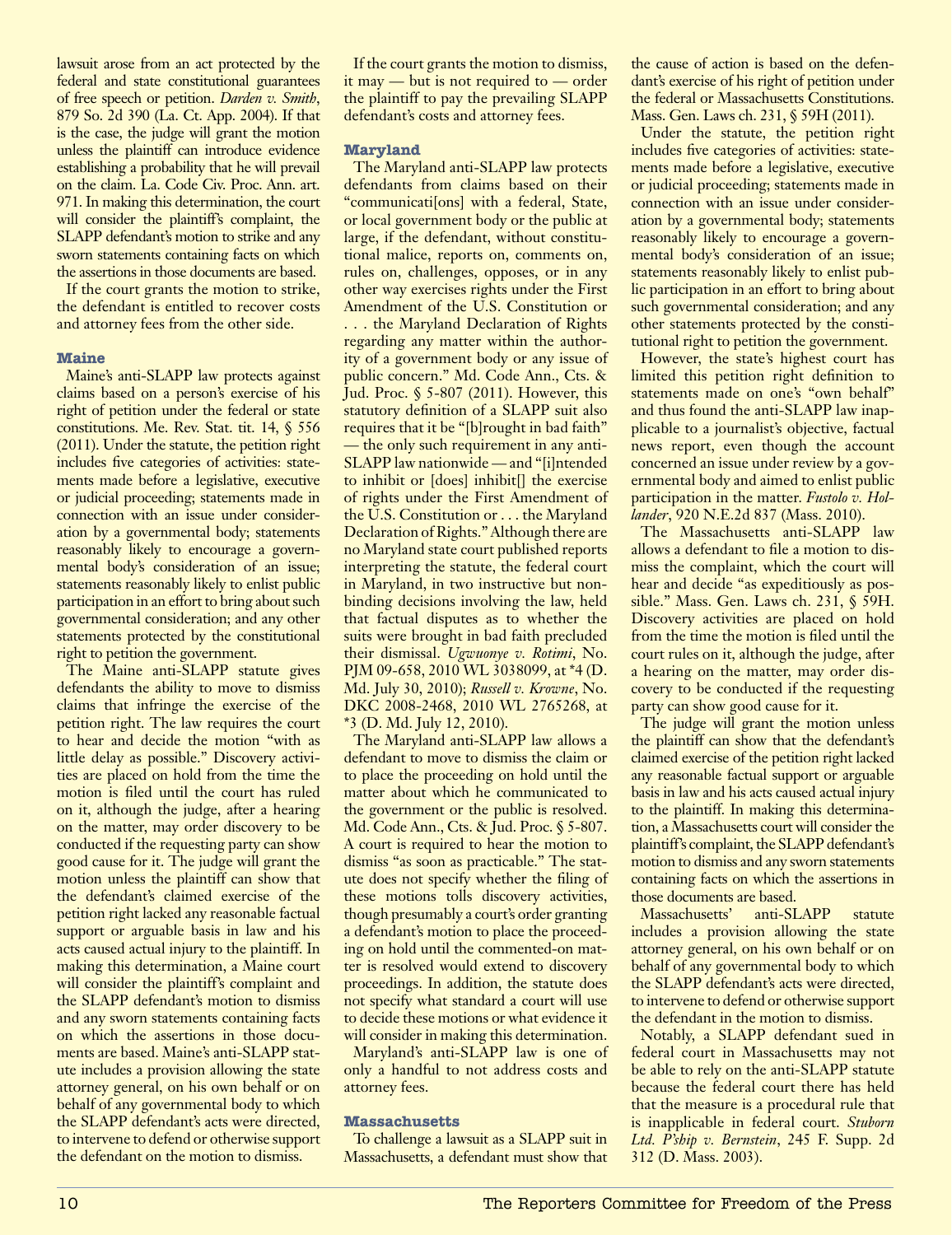lawsuit arose from an act protected by the federal and state constitutional guarantees of free speech or petition. *Darden v. Smith*, 879 So. 2d 390 (La. Ct. App. 2004). If that is the case, the judge will grant the motion unless the plaintiff can introduce evidence establishing a probability that he will prevail on the claim. La. Code Civ. Proc. Ann. art. 971. In making this determination, the court will consider the plaintiff's complaint, the SLAPP defendant's motion to strike and any sworn statements containing facts on which the assertions in those documents are based.

If the court grants the motion to strike, the defendant is entitled to recover costs and attorney fees from the other side.

### Maine

Maine's anti-SLAPP law protects against claims based on a person's exercise of his right of petition under the federal or state constitutions. Me. Rev. Stat. tit. 14, § 556 (2011). Under the statute, the petition right includes five categories of activities: statements made before a legislative, executive or judicial proceeding; statements made in connection with an issue under consideration by a governmental body; statements reasonably likely to encourage a governmental body's consideration of an issue; statements reasonably likely to enlist public participation in an effort to bring about such governmental consideration; and any other statements protected by the constitutional right to petition the government.

The Maine anti-SLAPP statute gives defendants the ability to move to dismiss claims that infringe the exercise of the petition right. The law requires the court to hear and decide the motion "with as little delay as possible." Discovery activities are placed on hold from the time the motion is filed until the court has ruled on it, although the judge, after a hearing on the matter, may order discovery to be conducted if the requesting party can show good cause for it. The judge will grant the motion unless the plaintiff can show that the defendant's claimed exercise of the petition right lacked any reasonable factual support or arguable basis in law and his acts caused actual injury to the plaintiff. In making this determination, a Maine court will consider the plaintiff's complaint and the SLAPP defendant's motion to dismiss and any sworn statements containing facts on which the assertions in those documents are based. Maine's anti-SLAPP statute includes a provision allowing the state attorney general, on his own behalf or on behalf of any governmental body to which the SLAPP defendant's acts were directed, to intervene to defend or otherwise support the defendant on the motion to dismiss.

If the court grants the motion to dismiss, it may — but is not required to — order the plaintiff to pay the prevailing SLAPP defendant's costs and attorney fees.

### Maryland

The Maryland anti-SLAPP law protects defendants from claims based on their "communicati[ons] with a federal, State, or local government body or the public at large, if the defendant, without constitutional malice, reports on, comments on, rules on, challenges, opposes, or in any other way exercises rights under the First Amendment of the U.S. Constitution or . . . the Maryland Declaration of Rights regarding any matter within the authority of a government body or any issue of public concern." Md. Code Ann., Cts. & Jud. Proc. § 5-807 (2011). However, this statutory definition of a SLAPP suit also requires that it be "[b]rought in bad faith" — the only such requirement in any anti-SLAPP law nationwide — and "[i]ntended to inhibit or [does] inhibit[] the exercise of rights under the First Amendment of the U.S. Constitution or . . . the Maryland Declaration of Rights." Although there are no Maryland state court published reports interpreting the statute, the federal court in Maryland, in two instructive but nonbinding decisions involving the law, held that factual disputes as to whether the suits were brought in bad faith precluded their dismissal. *Ugwuonye v. Rotimi*, No. PJM 09-658, 2010 WL 3038099, at *4 (D. Md. July 30, 2010); *Russell v. Krowne*, No. DKC 2008-2468, 2010 WL 2765268, at *3 (D. Md. July 12, 2010).

The Maryland anti-SLAPP law allows a defendant to move to dismiss the claim or to place the proceeding on hold until the matter about which he communicated to the government or the public is resolved. Md. Code Ann., Cts. & Jud. Proc. § 5-807. A court is required to hear the motion to dismiss "as soon as practicable." The statute does not specify whether the filing of these motions tolls discovery activities, though presumably a court's order granting a defendant's motion to place the proceeding on hold until the commented-on matter is resolved would extend to discovery proceedings. In addition, the statute does not specify what standard a court will use to decide these motions or what evidence it will consider in making this determination.

Maryland's anti-SLAPP law is one of only a handful to not address costs and attorney fees.

### Massachusetts

To challenge a lawsuit as a SLAPP suit in Massachusetts, a defendant must show that the cause of action is based on the defendant's exercise of his right of petition under the federal or Massachusetts Constitutions. Mass. Gen. Laws ch. 231, § 59H (2011).

Under the statute, the petition right includes five categories of activities: statements made before a legislative, executive or judicial proceeding; statements made in connection with an issue under consideration by a governmental body; statements reasonably likely to encourage a governmental body's consideration of an issue; statements reasonably likely to enlist public participation in an effort to bring about such governmental consideration; and any other statements protected by the constitutional right to petition the government.

However, the state's highest court has limited this petition right definition to statements made on one's "own behalf" and thus found the anti-SLAPP law inapplicable to a journalist's objective, factual news report, even though the account concerned an issue under review by a governmental body and aimed to enlist public participation in the matter. *Fustolo v. Hollander*, 920 N.E.2d 837 (Mass. 2010).

The Massachusetts anti-SLAPP law allows a defendant to file a motion to dismiss the complaint, which the court will hear and decide "as expeditiously as possible." Mass. Gen. Laws ch. 231, § 59H. Discovery activities are placed on hold from the time the motion is filed until the court rules on it, although the judge, after a hearing on the matter, may order discovery to be conducted if the requesting party can show good cause for it.

The judge will grant the motion unless the plaintiff can show that the defendant's claimed exercise of the petition right lacked any reasonable factual support or arguable basis in law and his acts caused actual injury to the plaintiff. In making this determination, a Massachusetts court will consider the plaintiff's complaint, the SLAPP defendant's motion to dismiss and any sworn statements containing facts on which the assertions in those documents are based.

Massachusetts' anti-SLAPP statute includes a provision allowing the state attorney general, on his own behalf or on behalf of any governmental body to which the SLAPP defendant's acts were directed, to intervene to defend or otherwise support the defendant in the motion to dismiss.

Notably, a SLAPP defendant sued in federal court in Massachusetts may not be able to rely on the anti-SLAPP statute because the federal court there has held that the measure is a procedural rule that is inapplicable in federal court. *Stuborn Ltd. P'ship v. Bernstein*, 245 F. Supp. 2d 312 (D. Mass. 2003).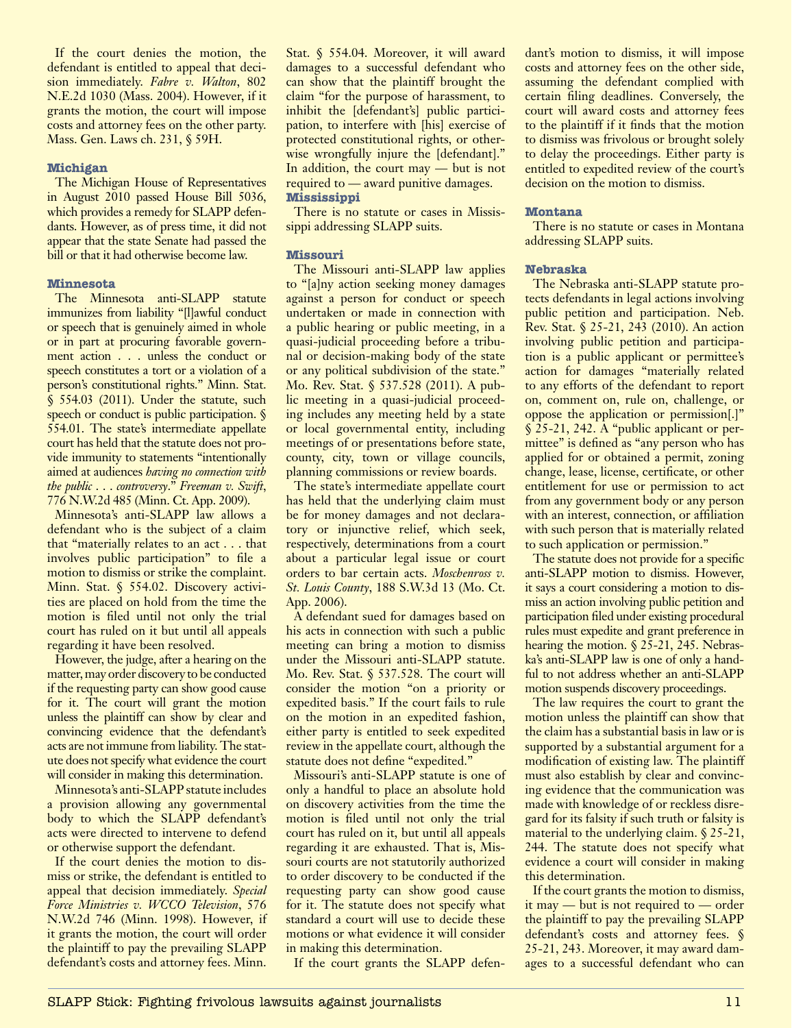If the court denies the motion, the defendant is entitled to appeal that decision immediately. *Fabre v. Walton*, 802 N.E.2d 1030 (Mass. 2004). However, if it grants the motion, the court will impose costs and attorney fees on the other party. Mass. Gen. Laws ch. 231, § 59H.

### Michigan

The Michigan House of Representatives in August 2010 passed House Bill 5036, which provides a remedy for SLAPP defendants. However, as of press time, it did not appear that the state Senate had passed the bill or that it had otherwise become law.

### Minnesota

The Minnesota anti-SLAPP statute immunizes from liability "[l]awful conduct or speech that is genuinely aimed in whole or in part at procuring favorable government action . . . unless the conduct or speech constitutes a tort or a violation of a person's constitutional rights." Minn. Stat. § 554.03 (2011). Under the statute, such speech or conduct is public participation. § 554.01. The state's intermediate appellate court has held that the statute does not provide immunity to statements "intentionally aimed at audiences *having no connection with the public . . . controversy*." *Freeman v. Swift*, 776 N.W.2d 485 (Minn. Ct. App. 2009).

Minnesota's anti-SLAPP law allows a defendant who is the subject of a claim that "materially relates to an act . . . that involves public participation" to file a motion to dismiss or strike the complaint. Minn. Stat. § 554.02. Discovery activities are placed on hold from the time the motion is filed until not only the trial court has ruled on it but until all appeals regarding it have been resolved.

However, the judge, after a hearing on the matter, may order discovery to be conducted if the requesting party can show good cause for it. The court will grant the motion unless the plaintiff can show by clear and convincing evidence that the defendant's acts are not immune from liability. The statute does not specify what evidence the court will consider in making this determination.

Minnesota's anti-SLAPP statute includes a provision allowing any governmental body to which the SLAPP defendant's acts were directed to intervene to defend or otherwise support the defendant.

If the court denies the motion to dismiss or strike, the defendant is entitled to appeal that decision immediately. *Special Force Ministries v. WCCO Television*, 576 N.W.2d 746 (Minn. 1998). However, if it grants the motion, the court will order the plaintiff to pay the prevailing SLAPP defendant's costs and attorney fees. Minn. Stat. § 554.04. Moreover, it will award damages to a successful defendant who can show that the plaintiff brought the claim "for the purpose of harassment, to inhibit the [defendant's] public participation, to interfere with [his] exercise of protected constitutional rights, or otherwise wrongfully injure the [defendant]." In addition, the court may — but is not required to — award punitive damages.

### Mississippi

There is no statute or cases in Mississippi addressing SLAPP suits.

### Missouri

The Missouri anti-SLAPP law applies to "[a]ny action seeking money damages against a person for conduct or speech undertaken or made in connection with a public hearing or public meeting, in a quasi-judicial proceeding before a tribunal or decision-making body of the state or any political subdivision of the state." Mo. Rev. Stat. § 537.528 (2011). A public meeting in a quasi-judicial proceeding includes any meeting held by a state or local governmental entity, including meetings of or presentations before state, county, city, town or village councils, planning commissions or review boards.

The state's intermediate appellate court has held that the underlying claim must be for money damages and not declaratory or injunctive relief, which seek, respectively, determinations from a court about a particular legal issue or court orders to bar certain acts. *Moschenross v. St. Louis County*, 188 S.W.3d 13 (Mo. Ct. App. 2006).

A defendant sued for damages based on his acts in connection with such a public meeting can bring a motion to dismiss under the Missouri anti-SLAPP statute. Mo. Rev. Stat. § 537.528. The court will consider the motion "on a priority or expedited basis." If the court fails to rule on the motion in an expedited fashion, either party is entitled to seek expedited review in the appellate court, although the statute does not define "expedited."

Missouri's anti-SLAPP statute is one of only a handful to place an absolute hold on discovery activities from the time the motion is filed until not only the trial court has ruled on it, but until all appeals regarding it are exhausted. That is, Missouri courts are not statutorily authorized to order discovery to be conducted if the requesting party can show good cause for it. The statute does not specify what standard a court will use to decide these motions or what evidence it will consider in making this determination.

If the court grants the SLAPP defendant's motion to dismiss, it will impose costs and attorney fees on the other side, assuming the defendant complied with certain filing deadlines. Conversely, the court will award costs and attorney fees to the plaintiff if it finds that the motion to dismiss was frivolous or brought solely to delay the proceedings. Either party is entitled to expedited review of the court's decision on the motion to dismiss.

### Montana

There is no statute or cases in Montana addressing SLAPP suits.

### Nebraska

The Nebraska anti-SLAPP statute protects defendants in legal actions involving public petition and participation. Neb. Rev. Stat. § 25-21, 243 (2010). An action involving public petition and participation is a public applicant or permittee's action for damages "materially related to any efforts of the defendant to report on, comment on, rule on, challenge, or oppose the application or permission[.]" § 25-21, 242. A "public applicant or permittee" is defined as "any person who has applied for or obtained a permit, zoning change, lease, license, certificate, or other entitlement for use or permission to act from any government body or any person with an interest, connection, or affiliation with such person that is materially related to such application or permission."

The statute does not provide for a specific anti-SLAPP motion to dismiss. However, it says a court considering a motion to dismiss an action involving public petition and participation filed under existing procedural rules must expedite and grant preference in hearing the motion. § 25-21, 245. Nebraska's anti-SLAPP law is one of only a handful to not address whether an anti-SLAPP motion suspends discovery proceedings.

The law requires the court to grant the motion unless the plaintiff can show that the claim has a substantial basis in law or is supported by a substantial argument for a modification of existing law. The plaintiff must also establish by clear and convincing evidence that the communication was made with knowledge of or reckless disregard for its falsity if such truth or falsity is material to the underlying claim. § 25-21, 244. The statute does not specify what evidence a court will consider in making this determination.

If the court grants the motion to dismiss, it may — but is not required to — order the plaintiff to pay the prevailing SLAPP defendant's costs and attorney fees. § 25-21, 243. Moreover, it may award damages to a successful defendant who can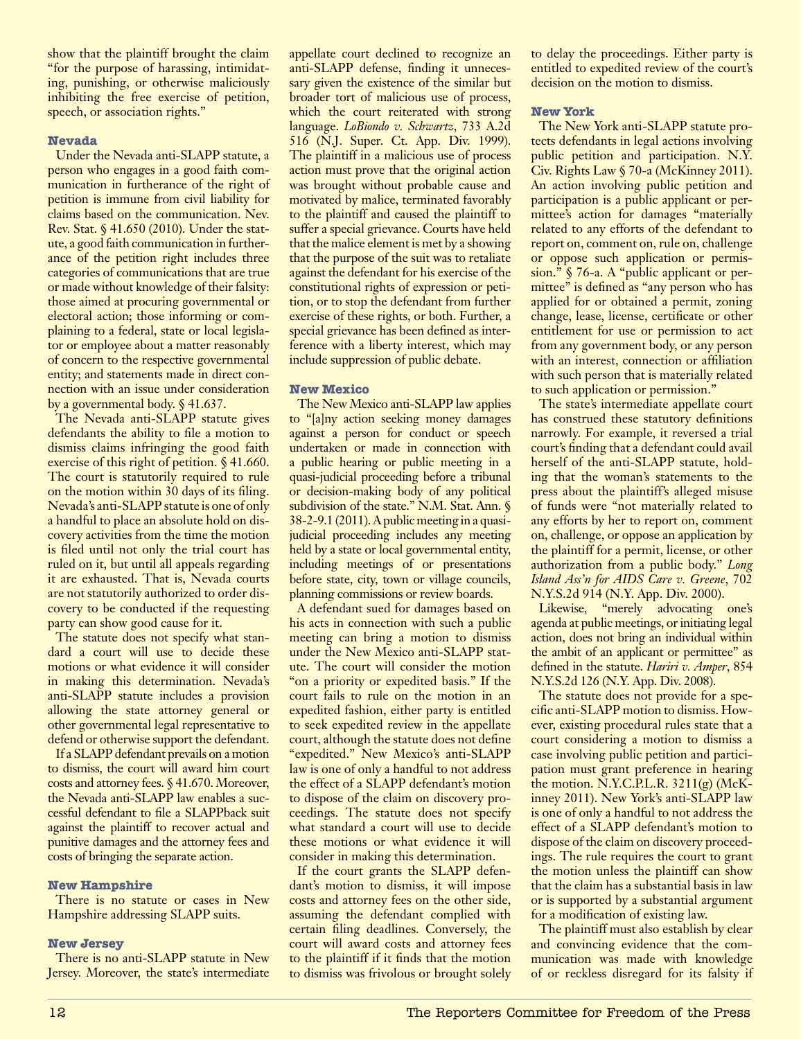show that the plaintiff brought the claim "for the purpose of harassing, intimidating, punishing, or otherwise maliciously inhibiting the free exercise of petition, speech, or association rights."

### Nevada

Under the Nevada anti-SLAPP statute, a person who engages in a good faith communication in furtherance of the right of petition is immune from civil liability for claims based on the communication. Nev. Rev. Stat. § 41.650 (2010). Under the statute, a good faith communication in furtherance of the petition right includes three categories of communications that are true or made without knowledge of their falsity: those aimed at procuring governmental or electoral action; those informing or complaining to a federal, state or local legislator or employee about a matter reasonably of concern to the respective governmental entity; and statements made in direct connection with an issue under consideration by a governmental body. § 41.637.

The Nevada anti-SLAPP statute gives defendants the ability to file a motion to dismiss claims infringing the good faith exercise of this right of petition. § 41.660. The court is statutorily required to rule on the motion within 30 days of its filing. Nevada's anti-SLAPP statute is one of only a handful to place an absolute hold on discovery activities from the time the motion is filed until not only the trial court has ruled on it, but until all appeals regarding it are exhausted. That is, Nevada courts are not statutorily authorized to order discovery to be conducted if the requesting party can show good cause for it.

The statute does not specify what standard a court will use to decide these motions or what evidence it will consider in making this determination. Nevada's anti-SLAPP statute includes a provision allowing the state attorney general or other governmental legal representative to defend or otherwise support the defendant.

If a SLAPP defendant prevails on a motion to dismiss, the court will award him court costs and attorney fees. § 41.670. Moreover, the Nevada anti-SLAPP law enables a successful defendant to file a SLAPPback suit against the plaintiff to recover actual and punitive damages and the attorney fees and costs of bringing the separate action.

### New Hampshire

There is no statute or cases in New Hampshire addressing SLAPP suits.

### New Jersey

There is no anti-SLAPP statute in New Jersey. Moreover, the state's intermediate appellate court declined to recognize an anti-SLAPP defense, finding it unnecessary given the existence of the similar but broader tort of malicious use of process, which the court reiterated with strong language. *LoBiondo v. Schwartz*, 733 A.2d 516 (N.J. Super. Ct. App. Div. 1999). The plaintiff in a malicious use of process action must prove that the original action was brought without probable cause and motivated by malice, terminated favorably to the plaintiff and caused the plaintiff to suffer a special grievance. Courts have held that the malice element is met by a showing that the purpose of the suit was to retaliate against the defendant for his exercise of the constitutional rights of expression or petition, or to stop the defendant from further exercise of these rights, or both. Further, a special grievance has been defined as interference with a liberty interest, which may include suppression of public debate.

### New Mexico

The New Mexico anti-SLAPP law applies to "[a]ny action seeking money damages against a person for conduct or speech undertaken or made in connection with a public hearing or public meeting in a quasi-judicial proceeding before a tribunal or decision-making body of any political subdivision of the state." N.M. Stat. Ann. § 38-2-9.1 (2011). A public meeting in a quasi-judicial proceeding includes any meeting held by a state or local governmental entity, including meetings of or presentations before state, city, town or village councils, planning commissions or review boards.

A defendant sued for damages based on his acts in connection with such a public meeting can bring a motion to dismiss under the New Mexico anti-SLAPP statute. The court will consider the motion "on a priority or expedited basis." If the court fails to rule on the motion in an expedited fashion, either party is entitled to seek expedited review in the appellate court, although the statute does not define "expedited." New Mexico's anti-SLAPP law is one of only a handful to not address the effect of a SLAPP defendant's motion to dispose of the claim on discovery proceedings. The statute does not specify what standard a court will use to decide these motions or what evidence it will consider in making this determination.

If the court grants the SLAPP defendant's motion to dismiss, it will impose costs and attorney fees on the other side, assuming the defendant complied with certain filing deadlines. Conversely, the court will award costs and attorney fees to the plaintiff if it finds that the motion to dismiss was frivolous or brought solely to delay the proceedings. Either party is entitled to expedited review of the court's decision on the motion to dismiss.

### New York

The New York anti-SLAPP statute protects defendants in legal actions involving public petition and participation. N.Y. Civ. Rights Law § 70-a (McKinney 2011). An action involving public petition and participation is a public applicant or permittee's action for damages "materially related to any efforts of the defendant to report on, comment on, rule on, challenge or oppose such application or permission." § 76-a. A "public applicant or permittee" is defined as "any person who has applied for or obtained a permit, zoning change, lease, license, certificate or other entitlement for use or permission to act from any government body, or any person with an interest, connection or affiliation with such person that is materially related to such application or permission."

The state's intermediate appellate court has construed these statutory definitions narrowly. For example, it reversed a trial court's finding that a defendant could avail herself of the anti-SLAPP statute, holding that the woman's statements to the press about the plaintiff's alleged misuse of funds were "not materially related to any efforts by her to report on, comment on, challenge, or oppose an application by the plaintiff for a permit, license, or other authorization from a public body." *Long Island Ass'n for AIDS Care v. Greene*, 702 N.Y.S.2d 914 (N.Y. App. Div. 2000).

Likewise, "merely advocating one's agenda at public meetings, or initiating legal action, does not bring an individual within the ambit of an applicant or permittee" as defined in the statute. *Hariri v. Amper*, 854 N.Y.S.2d 126 (N.Y. App. Div. 2008).

The statute does not provide for a specific anti-SLAPP motion to dismiss. However, existing procedural rules state that a court considering a motion to dismiss a case involving public petition and participation must grant preference in hearing the motion. N.Y.C.P.L.R. 3211(g) (McKinney 2011). New York's anti-SLAPP law is one of only a handful to not address the effect of a SLAPP defendant's motion to dispose of the claim on discovery proceedings. The rule requires the court to grant the motion unless the plaintiff can show that the claim has a substantial basis in law or is supported by a substantial argument for a modification of existing law.

The plaintiff must also establish by clear and convincing evidence that the communication was made with knowledge of or reckless disregard for its falsity if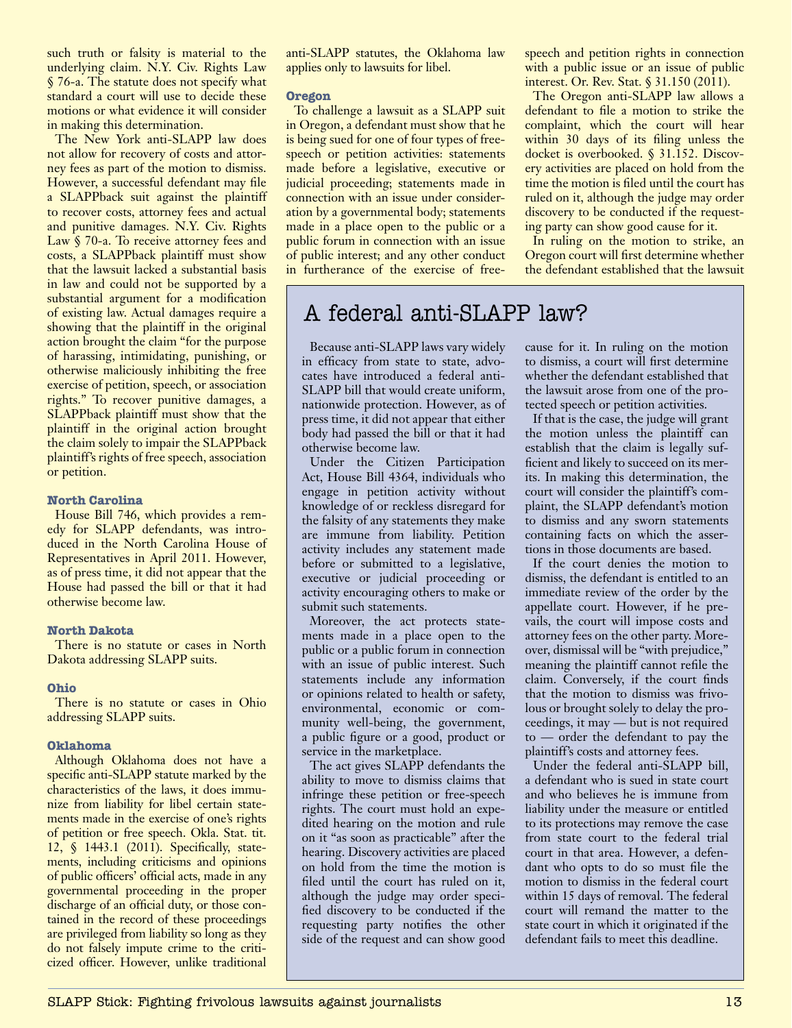such truth or falsity is material to the underlying claim. N.Y. Civ. Rights Law § 76-a. The statute does not specify what standard a court will use to decide these motions or what evidence it will consider in making this determination.

The New York anti-SLAPP law does not allow for recovery of costs and attorney fees as part of the motion to dismiss. However, a successful defendant may file a SLAPPback suit against the plaintiff to recover costs, attorney fees and actual and punitive damages. N.Y. Civ. Rights Law § 70-a. To receive attorney fees and costs, a SLAPPback plaintiff must show that the lawsuit lacked a substantial basis in law and could not be supported by a substantial argument for a modification of existing law. Actual damages require a showing that the plaintiff in the original action brought the claim "for the purpose of harassing, intimidating, punishing, or otherwise maliciously inhibiting the free exercise of petition, speech, or association rights." To recover punitive damages, a SLAPPback plaintiff must show that the plaintiff in the original action brought the claim solely to impair the SLAPPback plaintiff's rights of free speech, association or petition.

### North Carolina

House Bill 746, which provides a remedy for SLAPP defendants, was introduced in the North Carolina House of Representatives in April 2011. However, as of press time, it did not appear that the House had passed the bill or that it had otherwise become law.

### North Dakota

There is no statute or cases in North Dakota addressing SLAPP suits.

### Ohio

There is no statute or cases in Ohio addressing SLAPP suits.

### Oklahoma

Although Oklahoma does not have a specific anti-SLAPP statute marked by the characteristics of the laws, it does immunize from liability for libel certain statements made in the exercise of one's rights of petition or free speech. Okla. Stat. tit. 12, § 1443.1 (2011). Specifically, statements, including criticisms and opinions of public officers' official acts, made in any governmental proceeding in the proper discharge of an official duty, or those contained in the record of these proceedings are privileged from liability so long as they do not falsely impute crime to the criticized officer. However, unlike traditional anti-SLAPP statutes, the Oklahoma law applies only to lawsuits for libel.

### Oregon

To challenge a lawsuit as a SLAPP suit in Oregon, a defendant must show that he is being sued for one of four types of free-speech or petition activities: statements made before a legislative, executive or judicial proceeding; statements made in connection with an issue under consideration by a governmental body; statements made in a place open to the public or a public forum in connection with an issue of public interest; and any other conduct in furtherance of the exercise of free-speech and petition rights in connection with a public issue or an issue of public interest. Or. Rev. Stat. § 31.150 (2011).

The Oregon anti-SLAPP law allows a defendant to file a motion to strike the complaint, which the court will hear within 30 days of its filing unless the docket is overbooked. § 31.152. Discovery activities are placed on hold from the time the motion is filed until the court has ruled on it, although the judge may order discovery to be conducted if the requesting party can show good cause for it.

In ruling on the motion to strike, an Oregon court will first determine whether the defendant established that the lawsuit

## A federal anti-SLAPP law?

Because anti-SLAPP laws vary widely in efficacy from state to state, advocates have introduced a federal anti-SLAPP bill that would create uniform, nationwide protection. However, as of press time, it did not appear that either body had passed the bill or that it had otherwise become law.

Under the Citizen Participation Act, House Bill 4364, individuals who engage in petition activity without knowledge of or reckless disregard for the falsity of any statements they make are immune from liability. Petition activity includes any statement made before or submitted to a legislative, executive or judicial proceeding or activity encouraging others to make or submit such statements.

Moreover, the act protects statements made in a place open to the public or a public forum in connection with an issue of public interest. Such statements include any information or opinions related to health or safety, environmental, economic or community well-being, the government, a public figure or a good, product or service in the marketplace.

The act gives SLAPP defendants the ability to move to dismiss claims that infringe these petition or free-speech rights. The court must hold an expedited hearing on the motion and rule on it "as soon as practicable" after the hearing. Discovery activities are placed on hold from the time the motion is filed until the court has ruled on it, although the judge may order specified discovery to be conducted if the requesting party notifies the other side of the request and can show good cause for it. In ruling on the motion to dismiss, a court will first determine whether the defendant established that the lawsuit arose from one of the protected speech or petition activities.

If that is the case, the judge will grant the motion unless the plaintiff can establish that the claim is legally sufficient and likely to succeed on its merits. In making this determination, the court will consider the plaintiff's complaint, the SLAPP defendant's motion to dismiss and any sworn statements containing facts on which the assertions in those documents are based.

If the court denies the motion to dismiss, the defendant is entitled to an immediate review of the order by the appellate court. However, if he prevails, the court will impose costs and attorney fees on the other party. Moreover, dismissal will be "with prejudice," meaning the plaintiff cannot refile the claim. Conversely, if the court finds that the motion to dismiss was frivolous or brought solely to delay the proceedings, it may — but is not required to — order the defendant to pay the plaintiff's costs and attorney fees.

Under the federal anti-SLAPP bill, a defendant who is sued in state court and who believes he is immune from liability under the measure or entitled to its protections may remove the case from state court to the federal trial court in that area. However, a defendant who opts to do so must file the motion to dismiss in the federal court within 15 days of removal. The federal court will remand the matter to the state court in which it originated if the defendant fails to meet this deadline.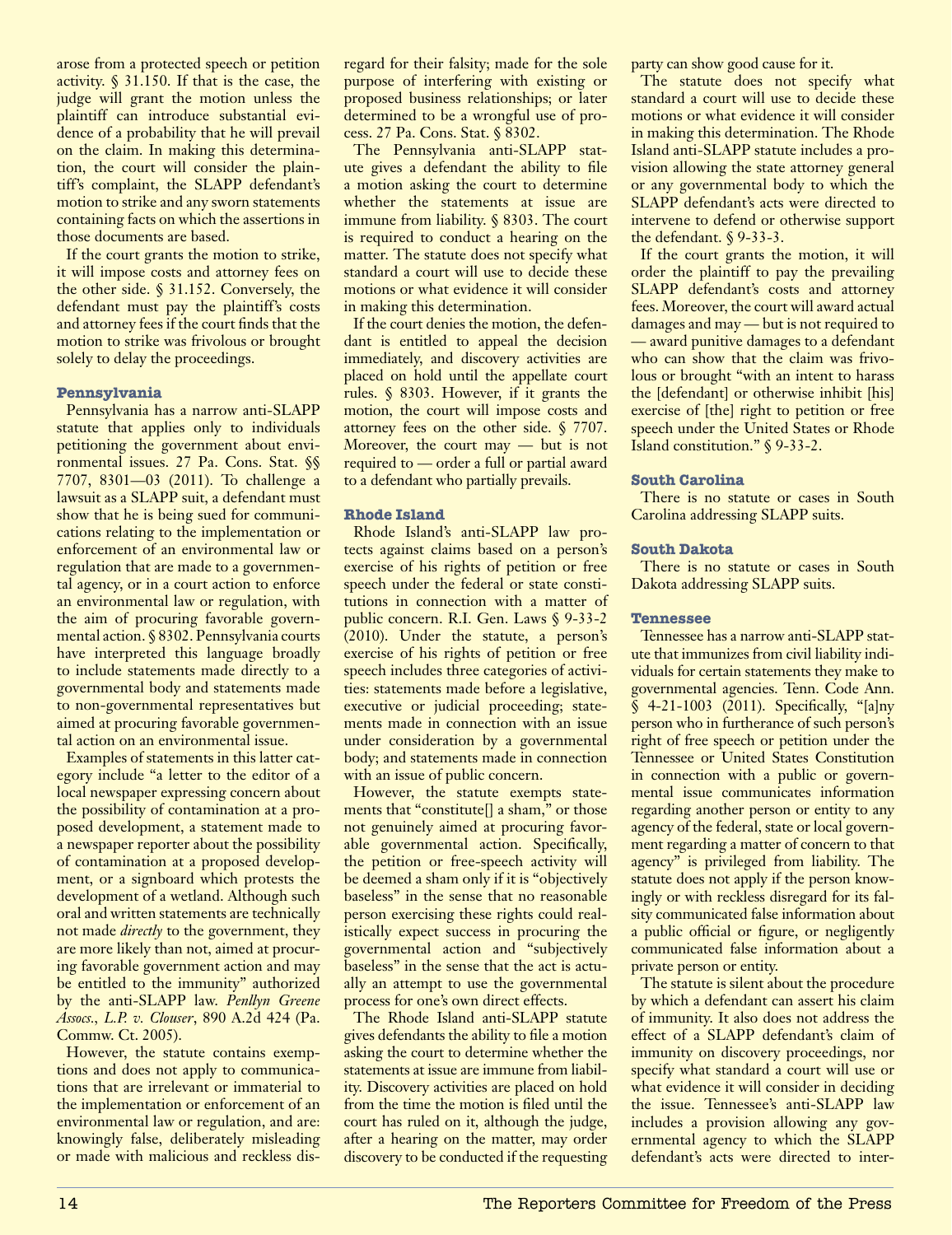arose from a protected speech or petition activity. § 31.150. If that is the case, the judge will grant the motion unless the plaintiff can introduce substantial evidence of a probability that he will prevail on the claim. In making this determination, the court will consider the plaintiff's complaint, the SLAPP defendant's motion to strike and any sworn statements containing facts on which the assertions in those documents are based.

If the court grants the motion to strike, it will impose costs and attorney fees on the other side. § 31.152. Conversely, the defendant must pay the plaintiff's costs and attorney fees if the court finds that the motion to strike was frivolous or brought solely to delay the proceedings.

### Pennsylvania

Pennsylvania has a narrow anti-SLAPP statute that applies only to individuals petitioning the government about environmental issues. 27 Pa. Cons. Stat. §§ 7707, 8301—03 (2011). To challenge a lawsuit as a SLAPP suit, a defendant must show that he is being sued for communications relating to the implementation or enforcement of an environmental law or regulation that are made to a governmental agency, or in a court action to enforce an environmental law or regulation, with the aim of procuring favorable governmental action. § 8302. Pennsylvania courts have interpreted this language broadly to include statements made directly to a governmental body and statements made to non-governmental representatives but aimed at procuring favorable governmental action on an environmental issue.

Examples of statements in this latter category include "a letter to the editor of a local newspaper expressing concern about the possibility of contamination at a proposed development, a statement made to a newspaper reporter about the possibility of contamination at a proposed development, or a signboard which protests the development of a wetland. Although such oral and written statements are technically not made *directly* to the government, they are more likely than not, aimed at procuring favorable government action and may be entitled to the immunity" authorized by the anti-SLAPP law. *Penllyn Greene Assocs., L.P. v. Clouser*, 890 A.2d 424 (Pa. Commw. Ct. 2005).

However, the statute contains exemptions and does not apply to communications that are irrelevant or immaterial to the implementation or enforcement of an environmental law or regulation, and are: knowingly false, deliberately misleading or made with malicious and reckless disregard for their falsity; made for the sole purpose of interfering with existing or proposed business relationships; or later determined to be a wrongful use of process. 27 Pa. Cons. Stat. § 8302.

The Pennsylvania anti-SLAPP statute gives a defendant the ability to file a motion asking the court to determine whether the statements at issue are immune from liability. § 8303. The court is required to conduct a hearing on the matter. The statute does not specify what standard a court will use to decide these motions or what evidence it will consider in making this determination.

If the court denies the motion, the defendant is entitled to appeal the decision immediately, and discovery activities are placed on hold until the appellate court rules. § 8303. However, if it grants the motion, the court will impose costs and attorney fees on the other side. § 7707. Moreover, the court may — but is not required to — order a full or partial award to a defendant who partially prevails.

### Rhode Island

Rhode Island's anti-SLAPP law protects against claims based on a person's exercise of his rights of petition or free speech under the federal or state constitutions in connection with a matter of public concern. R.I. Gen. Laws § 9-33-2 (2010). Under the statute, a person's exercise of his rights of petition or free speech includes three categories of activities: statements made before a legislative, executive or judicial proceeding; statements made in connection with an issue under consideration by a governmental body; and statements made in connection with an issue of public concern.

However, the statute exempts statements that "constitute[] a sham," or those not genuinely aimed at procuring favorable governmental action. Specifically, the petition or free-speech activity will be deemed a sham only if it is "objectively baseless" in the sense that no reasonable person exercising these rights could realistically expect success in procuring the governmental action and "subjectively baseless" in the sense that the act is actually an attempt to use the governmental process for one's own direct effects.

The Rhode Island anti-SLAPP statute gives defendants the ability to file a motion asking the court to determine whether the statements at issue are immune from liability. Discovery activities are placed on hold from the time the motion is filed until the court has ruled on it, although the judge, after a hearing on the matter, may order discovery to be conducted if the requesting party can show good cause for it.

The statute does not specify what standard a court will use to decide these motions or what evidence it will consider in making this determination. The Rhode Island anti-SLAPP statute includes a provision allowing the state attorney general or any governmental body to which the SLAPP defendant's acts were directed to intervene to defend or otherwise support the defendant. § 9-33-3.

If the court grants the motion, it will order the plaintiff to pay the prevailing SLAPP defendant's costs and attorney fees. Moreover, the court will award actual damages and may — but is not required to — award punitive damages to a defendant who can show that the claim was frivolous or brought "with an intent to harass the [defendant] or otherwise inhibit [his] exercise of [the] right to petition or free speech under the United States or Rhode Island constitution." § 9-33-2.

### South Carolina

There is no statute or cases in South Carolina addressing SLAPP suits.

### South Dakota

There is no statute or cases in South Dakota addressing SLAPP suits.

### Tennessee

Tennessee has a narrow anti-SLAPP statute that immunizes from civil liability individuals for certain statements they make to governmental agencies. Tenn. Code Ann. § 4-21-1003 (2011). Specifically, "[a]ny person who in furtherance of such person's right of free speech or petition under the Tennessee or United States Constitution in connection with a public or governmental issue communicates information regarding another person or entity to any agency of the federal, state or local government regarding a matter of concern to that agency" is privileged from liability. The statute does not apply if the person knowingly or with reckless disregard for its falsity communicated false information about a public official or figure, or negligently communicated false information about a private person or entity.

The statute is silent about the procedure by which a defendant can assert his claim of immunity. It also does not address the effect of a SLAPP defendant's claim of immunity on discovery proceedings, nor specify what standard a court will use or what evidence it will consider in deciding the issue. Tennessee's anti-SLAPP law includes a provision allowing any governmental agency to which the SLAPP defendant's acts were directed to inter-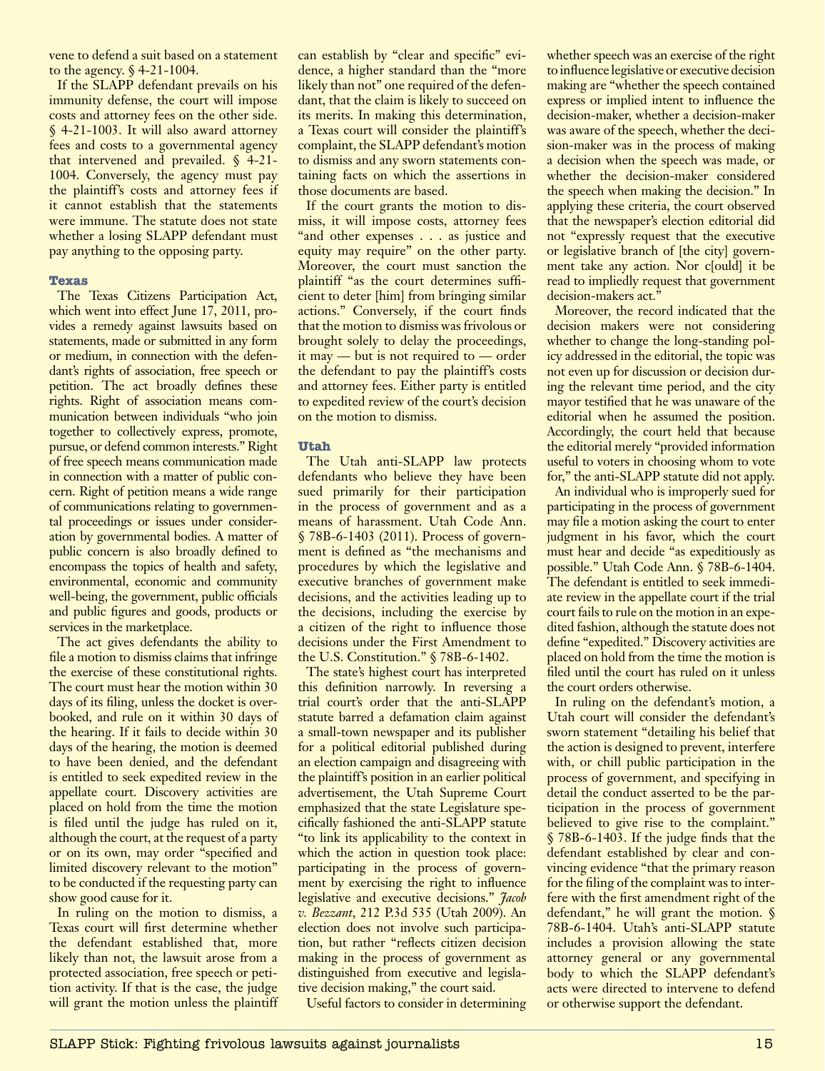vene to defend a suit based on a statement to the agency. § 4-21-1004.

If the SLAPP defendant prevails on his immunity defense, the court will impose costs and attorney fees on the other side. § 4-21-1003. It will also award attorney fees and costs to a governmental agency that intervened and prevailed. § 4-21-1004. Conversely, the agency must pay the plaintiff's costs and attorney fees if it cannot establish that the statements were immune. The statute does not state whether a losing SLAPP defendant must pay anything to the opposing party.

### Texas

The Texas Citizens Participation Act, which went into effect June 17, 2011, provides a remedy against lawsuits based on statements, made or submitted in any form or medium, in connection with the defendant's rights of association, free speech or petition. The act broadly defines these rights. Right of association means communication between individuals "who join together to collectively express, promote, pursue, or defend common interests." Right of free speech means communication made in connection with a matter of public concern. Right of petition means a wide range of communications relating to governmental proceedings or issues under consideration by governmental bodies. A matter of public concern is also broadly defined to encompass the topics of health and safety, environmental, economic and community well-being, the government, public officials and public figures and goods, products or services in the marketplace.

The act gives defendants the ability to file a motion to dismiss claims that infringe the exercise of these constitutional rights. The court must hear the motion within 30 days of its filing, unless the docket is overbooked, and rule on it within 30 days of the hearing. If it fails to decide within 30 days of the hearing, the motion is deemed to have been denied, and the defendant is entitled to seek expedited review in the appellate court. Discovery activities are placed on hold from the time the motion is filed until the judge has ruled on it, although the court, at the request of a party or on its own, may order "specified and limited discovery relevant to the motion" to be conducted if the requesting party can show good cause for it.

In ruling on the motion to dismiss, a Texas court will first determine whether the defendant established that, more likely than not, the lawsuit arose from a protected association, free speech or petition activity. If that is the case, the judge will grant the motion unless the plaintiff can establish by "clear and specific" evidence, a higher standard than the "more likely than not" one required of the defendant, that the claim is likely to succeed on its merits. In making this determination, a Texas court will consider the plaintiff's complaint, the SLAPP defendant's motion to dismiss and any sworn statements containing facts on which the assertions in those documents are based.

If the court grants the motion to dismiss, it will impose costs, attorney fees "and other expenses . . . as justice and equity may require" on the other party. Moreover, the court must sanction the plaintiff "as the court determines sufficient to deter [him] from bringing similar actions." Conversely, if the court finds that the motion to dismiss was frivolous or brought solely to delay the proceedings, it may — but is not required to — order the defendant to pay the plaintiff's costs and attorney fees. Either party is entitled to expedited review of the court's decision on the motion to dismiss.

### Utah

The Utah anti-SLAPP law protects defendants who believe they have been sued primarily for their participation in the process of government and as a means of harassment. Utah Code Ann. § 78B-6-1403 (2011). Process of government is defined as "the mechanisms and procedures by which the legislative and executive branches of government make decisions, and the activities leading up to the decisions, including the exercise by a citizen of the right to influence those decisions under the First Amendment to the U.S. Constitution." § 78B-6-1402.

The state's highest court has interpreted this definition narrowly. In reversing a trial court's order that the anti-SLAPP statute barred a defamation claim against a small-town newspaper and its publisher for a political editorial published during an election campaign and disagreeing with the plaintiff's position in an earlier political advertisement, the Utah Supreme Court emphasized that the state Legislature specifically fashioned the anti-SLAPP statute "to link its applicability to the context in which the action in question took place: participating in the process of government by exercising the right to influence legislative and executive decisions." *Jacob v. Bezzant*, 212 P.3d 535 (Utah 2009). An election does not involve such participation, but rather "reflects citizen decision making in the process of government as distinguished from executive and legislative decision making," the court said.

Useful factors to consider in determining whether speech was an exercise of the right to influence legislative or executive decision making are "whether the speech contained express or implied intent to influence the decision-maker, whether a decision-maker was aware of the speech, whether the decision-maker was in the process of making a decision when the speech was made, or whether the decision-maker considered the speech when making the decision." In applying these criteria, the court observed that the newspaper's election editorial did not "expressly request that the executive or legislative branch of [the city] government take any action. Nor c[ould] it be read to impliedly request that government decision-makers act."

Moreover, the record indicated that the decision makers were not considering whether to change the long-standing policy addressed in the editorial, the topic was not even up for discussion or decision during the relevant time period, and the city mayor testified that he was unaware of the editorial when he assumed the position. Accordingly, the court held that because the editorial merely "provided information useful to voters in choosing whom to vote for," the anti-SLAPP statute did not apply.

An individual who is improperly sued for participating in the process of government may file a motion asking the court to enter judgment in his favor, which the court must hear and decide "as expeditiously as possible." Utah Code Ann. § 78B-6-1404. The defendant is entitled to seek immediate review in the appellate court if the trial court fails to rule on the motion in an expedited fashion, although the statute does not define "expedited." Discovery activities are placed on hold from the time the motion is filed until the court has ruled on it unless the court orders otherwise.

In ruling on the defendant's motion, a Utah court will consider the defendant's sworn statement "detailing his belief that the action is designed to prevent, interfere with, or chill public participation in the process of government, and specifying in detail the conduct asserted to be the participation in the process of government believed to give rise to the complaint." § 78B-6-1403. If the judge finds that the defendant established by clear and convincing evidence "that the primary reason for the filing of the complaint was to interfere with the first amendment right of the defendant," he will grant the motion. § 78B-6-1404. Utah's anti-SLAPP statute includes a provision allowing the state attorney general or any governmental body to which the SLAPP defendant's acts were directed to intervene to defend or otherwise support the defendant.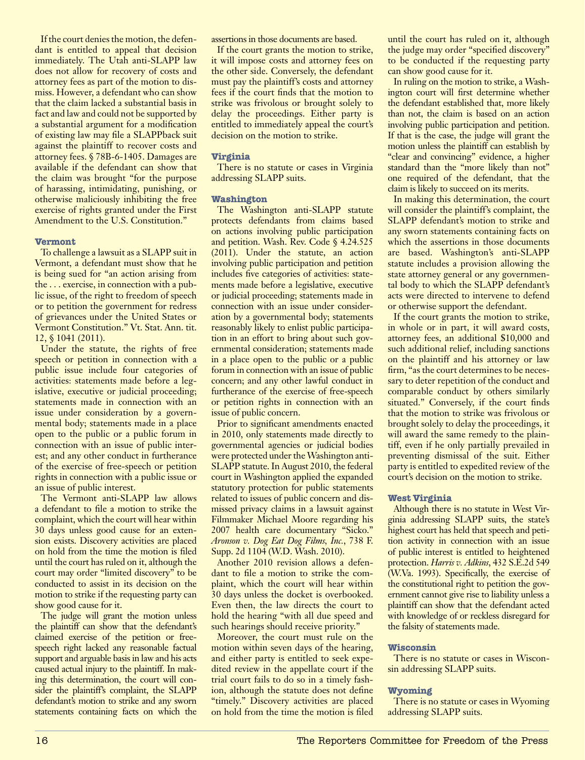If the court denies the motion, the defendant is entitled to appeal that decision immediately. The Utah anti-SLAPP law does not allow for recovery of costs and attorney fees as part of the motion to dismiss. However, a defendant who can show that the claim lacked a substantial basis in fact and law and could not be supported by a substantial argument for a modification of existing law may file a SLAPPback suit against the plaintiff to recover costs and attorney fees. § 78B-6-1405. Damages are available if the defendant can show that the claim was brought "for the purpose of harassing, intimidating, punishing, or otherwise maliciously inhibiting the free exercise of rights granted under the First Amendment to the U.S. Constitution."

### Vermont

To challenge a lawsuit as a SLAPP suit in Vermont, a defendant must show that he is being sued for "an action arising from the . . . exercise, in connection with a public issue, of the right to freedom of speech or to petition the government for redress of grievances under the United States or Vermont Constitution." Vt. Stat. Ann. tit. 12, § 1041 (2011).

Under the statute, the rights of free speech or petition in connection with a public issue include four categories of activities: statements made before a legislative, executive or judicial proceeding; statements made in connection with an issue under consideration by a governmental body; statements made in a place open to the public or a public forum in connection with an issue of public interest; and any other conduct in furtherance of the exercise of free-speech or petition rights in connection with a public issue or an issue of public interest.

The Vermont anti-SLAPP law allows a defendant to file a motion to strike the complaint, which the court will hear within 30 days unless good cause for an extension exists. Discovery activities are placed on hold from the time the motion is filed until the court has ruled on it, although the court may order "limited discovery" to be conducted to assist in its decision on the motion to strike if the requesting party can show good cause for it.

The judge will grant the motion unless the plaintiff can show that the defendant's claimed exercise of the petition or free-speech right lacked any reasonable factual support and arguable basis in law and his acts caused actual injury to the plaintiff. In making this determination, the court will consider the plaintiff's complaint, the SLAPP defendant's motion to strike and any sworn statements containing facts on which the assertions in those documents are based.

If the court grants the motion to strike, it will impose costs and attorney fees on the other side. Conversely, the defendant must pay the plaintiff's costs and attorney fees if the court finds that the motion to strike was frivolous or brought solely to delay the proceedings. Either party is entitled to immediately appeal the court's decision on the motion to strike.

### Virginia

There is no statute or cases in Virginia addressing SLAPP suits.

### Washington

The Washington anti-SLAPP statute protects defendants from claims based on actions involving public participation and petition. Wash. Rev. Code § 4.24.525 (2011). Under the statute, an action involving public participation and petition includes five categories of activities: statements made before a legislative, executive or judicial proceeding; statements made in connection with an issue under consideration by a governmental body; statements reasonably likely to enlist public participation in an effort to bring about such governmental consideration; statements made in a place open to the public or a public forum in connection with an issue of public concern; and any other lawful conduct in furtherance of the exercise of free-speech or petition rights in connection with an issue of public concern.

Prior to significant amendments enacted in 2010, only statements made directly to governmental agencies or judicial bodies were protected under the Washington anti-SLAPP statute. In August 2010, the federal court in Washington applied the expanded statutory protection for public statements related to issues of public concern and dismissed privacy claims in a lawsuit against Filmmaker Michael Moore regarding his 2007 health care documentary "Sicko." *Aronson v. Dog Eat Dog Films, Inc.*, 738 F. Supp. 2d 1104 (W.D. Wash. 2010).

Another 2010 revision allows a defendant to file a motion to strike the complaint, which the court will hear within 30 days unless the docket is overbooked. Even then, the law directs the court to hold the hearing "with all due speed and such hearings should receive priority."

Moreover, the court must rule on the motion within seven days of the hearing, and either party is entitled to seek expedited review in the appellate court if the trial court fails to do so in a timely fashion, although the statute does not define "timely." Discovery activities are placed on hold from the time the motion is filed until the court has ruled on it, although the judge may order "specified discovery" to be conducted if the requesting party can show good cause for it.

In ruling on the motion to strike, a Washington court will first determine whether the defendant established that, more likely than not, the claim is based on an action involving public participation and petition. If that is the case, the judge will grant the motion unless the plaintiff can establish by "clear and convincing" evidence, a higher standard than the "more likely than not" one required of the defendant, that the claim is likely to succeed on its merits.

In making this determination, the court will consider the plaintiff's complaint, the SLAPP defendant's motion to strike and any sworn statements containing facts on which the assertions in those documents are based. Washington's anti-SLAPP statute includes a provision allowing the state attorney general or any governmental body to which the SLAPP defendant's acts were directed to intervene to defend or otherwise support the defendant.

If the court grants the motion to strike, in whole or in part, it will award costs, attorney fees, an additional $10,000 and such additional relief, including sanctions on the plaintiff and his attorney or law firm, "as the court determines to be necessary to deter repetition of the conduct and comparable conduct by others similarly situated." Conversely, if the court finds that the motion to strike was frivolous or brought solely to delay the proceedings, it will award the same remedy to the plaintiff, even if he only partially prevailed in preventing dismissal of the suit. Either party is entitled to expedited review of the court's decision on the motion to strike.

### West Virginia

Although there is no statute in West Virginia addressing SLAPP suits, the state's highest court has held that speech and petition activity in connection with an issue of public interest is entitled to heightened protection. *Harris v. Adkins*, 432 S.E.2d 549 (W.Va. 1993). Specifically, the exercise of the constitutional right to petition the government cannot give rise to liability unless a plaintiff can show that the defendant acted with knowledge of or reckless disregard for the falsity of statements made.

### Wisconsin

There is no statute or cases in Wisconsin addressing SLAPP suits.

### Wyoming

There is no statute or cases in Wyoming addressing SLAPP suits.